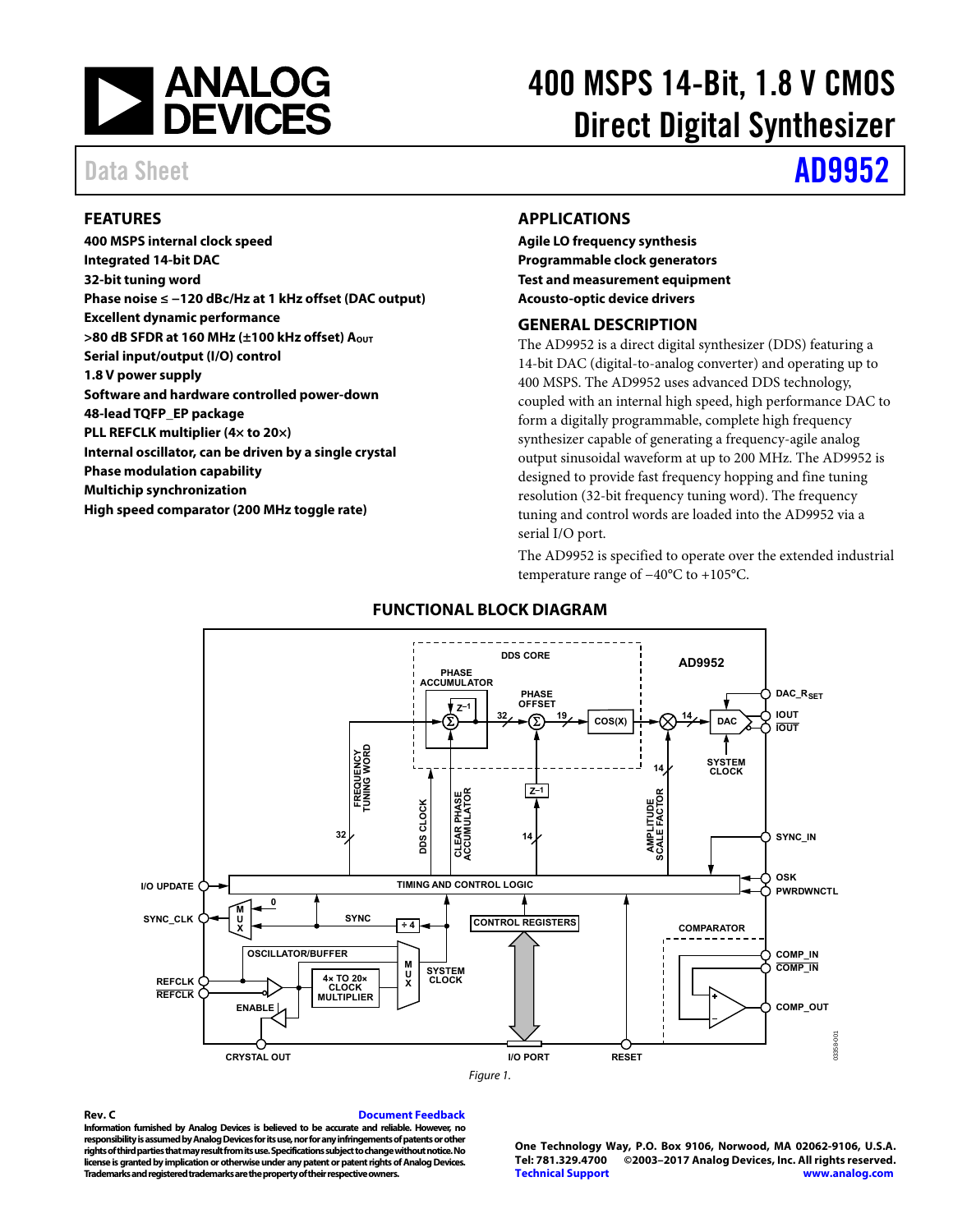# 400 MSPS 14-Bit, 1.8 V CMOS Direct Digital Synthesizer

Data Sheet **AD9952**

## FEATURES

**400 MSPS internal clock speed**
**Integrated 14-bit DAC**
**32-bit tuning word**
**Phase noise ≤ −120 dBc/Hz at 1 kHz offset (DAC output)**
**Excellent dynamic performance**
**>80 dB SFDR at 160 MHz (±100 kHz offset) $A_{OUT}$**
**Serial input/output (I/O) control**
**1.8 V power supply**
**Software and hardware controlled power-down**
**48-lead TQFP_EP package**
**PLL REFCLK multiplier (4× to 20×)**
**Internal oscillator, can be driven by a single crystal**
**Phase modulation capability**
**Multichip synchronization**
**High speed comparator (200 MHz toggle rate)**

## APPLICATIONS

**Agile LO frequency synthesis**
**Programmable clock generators**
**Test and measurement equipment**
**Acousto-optic device drivers**

## GENERAL DESCRIPTION

The AD9952 is a direct digital synthesizer (DDS) featuring a 14-bit DAC (digital-to-analog converter) and operating up to 400 MSPS. The AD9952 uses advanced DDS technology, coupled with an internal high speed, high performance DAC to form a digitally programmable, complete high frequency synthesizer capable of generating a frequency-agile analog output sinusoidal waveform at up to 200 MHz. The AD9952 is designed to provide fast frequency hopping and fine tuning resolution (32-bit frequency tuning word). The frequency tuning and control words are loaded into the AD9952 via a serial I/O port.

The AD9952 is specified to operate over the extended industrial temperature range of −40°C to +105°C.

## FUNCTIONAL BLOCK DIAGRAM

*Figure 1.*

**Rev. C**

Information furnished by Analog Devices is believed to be accurate and reliable. However, no responsibility is assumed by Analog Devices for its use, nor for any infringements of patents or other rights of third parties that may result from its use. Specifications subject to change without notice. No license is granted by implication or otherwise under any patent or patent rights of Analog Devices. Trademarks and registered trademarks are the property of their respective owners.

One Technology Way, P.O. Box 9106, Norwood, MA 02062-9106, U.S.A.
Tel: 781.329.4700 ©2003–2017 Analog Devices, Inc. All rights reserved.
Technical Support www.analog.com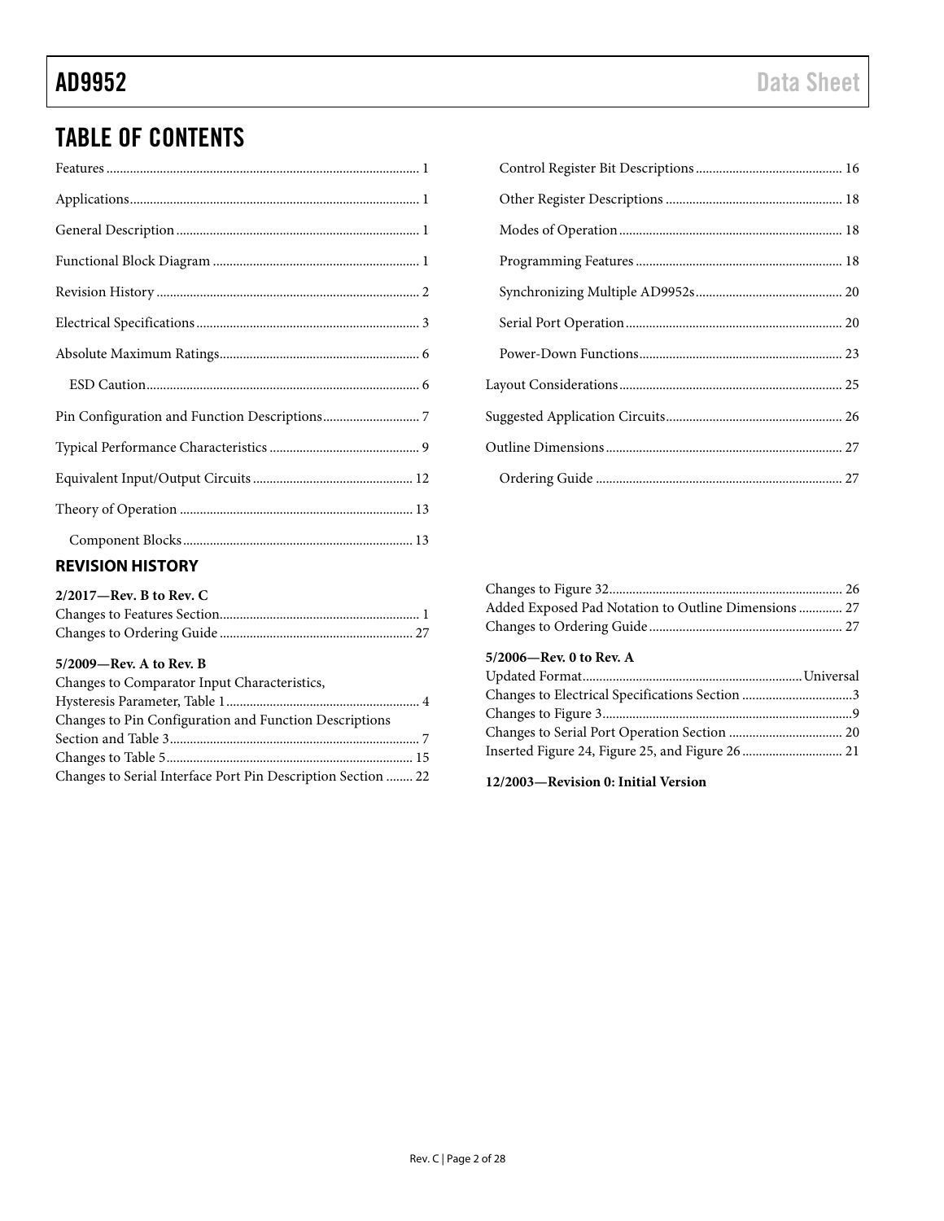## TABLE OF CONTENTS

Features ... 1
Applications ... 1
General Description ... 1
Functional Block Diagram ... 1
Revision History ... 2
Electrical Specifications ... 3
Absolute Maximum Ratings ... 6
  ESD Caution ... 6
Pin Configuration and Function Descriptions ... 7
Typical Performance Characteristics ... 9
Equivalent Input/Output Circuits ... 12
Theory of Operation ... 13
  Component Blocks ... 13
  Control Register Bit Descriptions ... 16
  Other Register Descriptions ... 18
  Modes of Operation ... 18
  Programming Features ... 18
  Synchronizing Multiple AD9952s ... 20
  Serial Port Operation ... 20
  Power-Down Functions ... 23
Layout Considerations ... 25
Suggested Application Circuits ... 26
Outline Dimensions ... 27
  Ordering Guide ... 27

### REVISION HISTORY

**2/2017—Rev. B to Rev. C**
Changes to Features Section ... 1
Changes to Ordering Guide ... 27

**5/2009—Rev. A to Rev. B**
Changes to Comparator Input Characteristics, Hysteresis Parameter, Table 1 ... 4
Changes to Pin Configuration and Function Descriptions Section and Table 3 ... 7
Changes to Table 5 ... 15
Changes to Serial Interface Port Pin Description Section ... 22
Changes to Figure 32 ... 26
Added Exposed Pad Notation to Outline Dimensions ... 27
Changes to Ordering Guide ... 27

**5/2006—Rev. 0 to Rev. A**
Updated Format ... Universal
Changes to Electrical Specifications Section ... 3
Changes to Figure 3 ... 9
Changes to Serial Port Operation Section ... 20
Inserted Figure 24, Figure 25, and Figure 26 ... 21

**12/2003—Revision 0: Initial Version**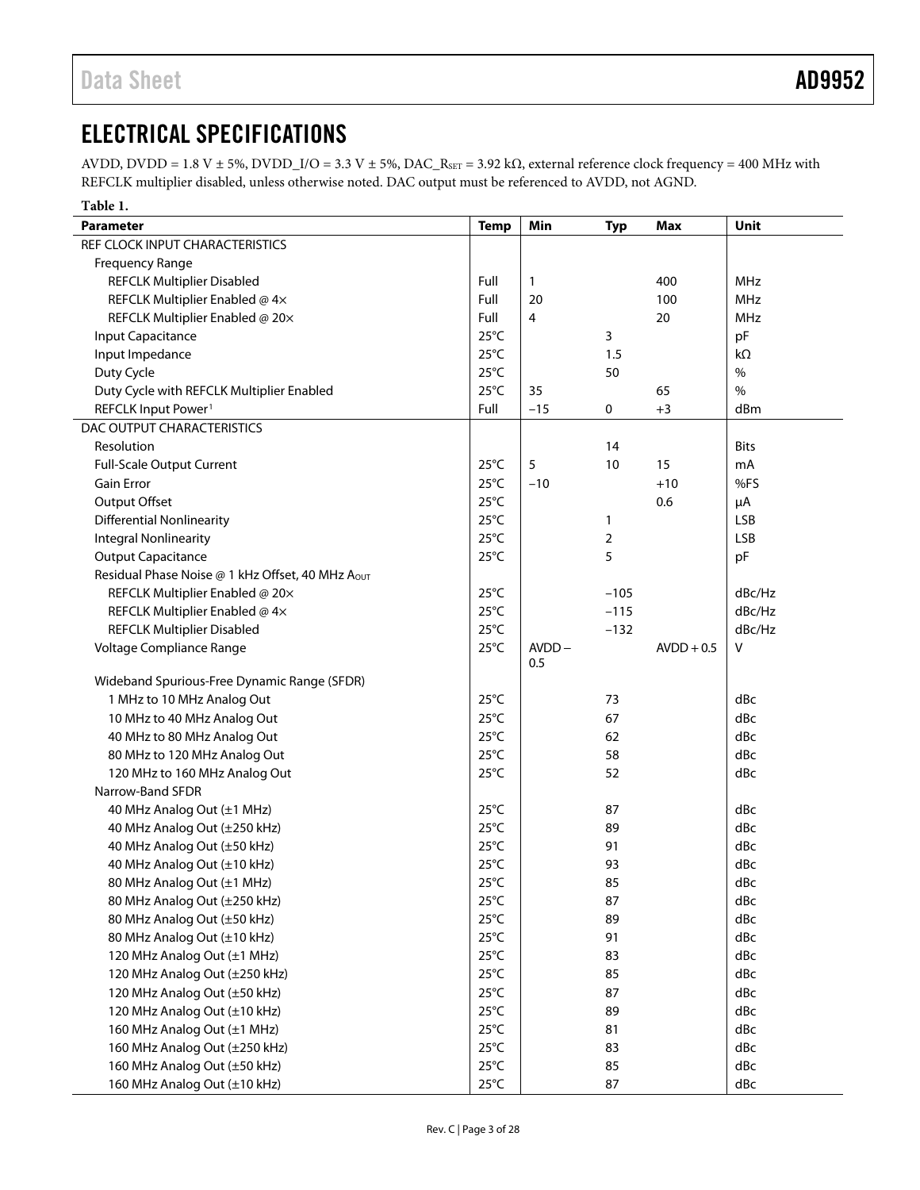## ELECTRICAL SPECIFICATIONS

AVDD, DVDD = 1.8 V ± 5%, DVDD_I/O = 3.3 V ± 5%, DAC_$R_{SET}$ = 3.92 kΩ, external reference clock frequency = 400 MHz with REFCLK multiplier disabled, unless otherwise noted. DAC output must be referenced to AVDD, not AGND.

**Table 1.**

| Parameter | Temp | Min | Typ | Max | Unit |
|---|---|---|---|---|---|
| REF CLOCK INPUT CHARACTERISTICS | | | | | |
| Frequency Range | | | | | |
| REFCLK Multiplier Disabled | Full | 1 | | 400 | MHz |
| REFCLK Multiplier Enabled @ 4× | Full | 20 | | 100 | MHz |
| REFCLK Multiplier Enabled @ 20× | Full | 4 | | 20 | MHz |
| Input Capacitance | 25°C | | 3 | | pF |
| Input Impedance | 25°C | | 1.5 | | kΩ |
| Duty Cycle | 25°C | | 50 | | % |
| Duty Cycle with REFCLK Multiplier Enabled | 25°C | 35 | | 65 | % |
| REFCLK Input Power[1] | Full | −15 | 0 | +3 | dBm |
| DAC OUTPUT CHARACTERISTICS | | | | | |
| Resolution | | | 14 | | Bits |
| Full-Scale Output Current | 25°C | 5 | 10 | 15 | mA |
| Gain Error | 25°C | −10 | | +10 | %FS |
| Output Offset | 25°C | | | 0.6 | μA |
| Differential Nonlinearity | 25°C | | 1 | | LSB |
| Integral Nonlinearity | 25°C | | 2 | | LSB |
| Output Capacitance | 25°C | | 5 | | pF |
| Residual Phase Noise @ 1 kHz Offset, 40 MHz $A_{OUT}$ | | | | | |
| REFCLK Multiplier Enabled @ 20× | 25°C | | −105 | | dBc/Hz |
| REFCLK Multiplier Enabled @ 4× | 25°C | | −115 | | dBc/Hz |
| REFCLK Multiplier Disabled | 25°C | | −132 | | dBc/Hz |
| Voltage Compliance Range | 25°C | AVDD − 0.5 | | AVDD + 0.5 | V |
| Wideband Spurious-Free Dynamic Range (SFDR) | | | | | |
| 1 MHz to 10 MHz Analog Out | 25°C | | 73 | | dBc |
| 10 MHz to 40 MHz Analog Out | 25°C | | 67 | | dBc |
| 40 MHz to 80 MHz Analog Out | 25°C | | 62 | | dBc |
| 80 MHz to 120 MHz Analog Out | 25°C | | 58 | | dBc |
| 120 MHz to 160 MHz Analog Out | 25°C | | 52 | | dBc |
| Narrow-Band SFDR | | | | | |
| 40 MHz Analog Out (±1 MHz) | 25°C | | 87 | | dBc |
| 40 MHz Analog Out (±250 kHz) | 25°C | | 89 | | dBc |
| 40 MHz Analog Out (±50 kHz) | 25°C | | 91 | | dBc |
| 40 MHz Analog Out (±10 kHz) | 25°C | | 93 | | dBc |
| 80 MHz Analog Out (±1 MHz) | 25°C | | 85 | | dBc |
| 80 MHz Analog Out (±250 kHz) | 25°C | | 87 | | dBc |
| 80 MHz Analog Out (±50 kHz) | 25°C | | 89 | | dBc |
| 80 MHz Analog Out (±10 kHz) | 25°C | | 91 | | dBc |
| 120 MHz Analog Out (±1 MHz) | 25°C | | 83 | | dBc |
| 120 MHz Analog Out (±250 kHz) | 25°C | | 85 | | dBc |
| 120 MHz Analog Out (±50 kHz) | 25°C | | 87 | | dBc |
| 120 MHz Analog Out (±10 kHz) | 25°C | | 89 | | dBc |
| 160 MHz Analog Out (±1 MHz) | 25°C | | 81 | | dBc |
| 160 MHz Analog Out (±250 kHz) | 25°C | | 83 | | dBc |
| 160 MHz Analog Out (±50 kHz) | 25°C | | 85 | | dBc |
| 160 MHz Analog Out (±10 kHz) | 25°C | | 87 | | dBc |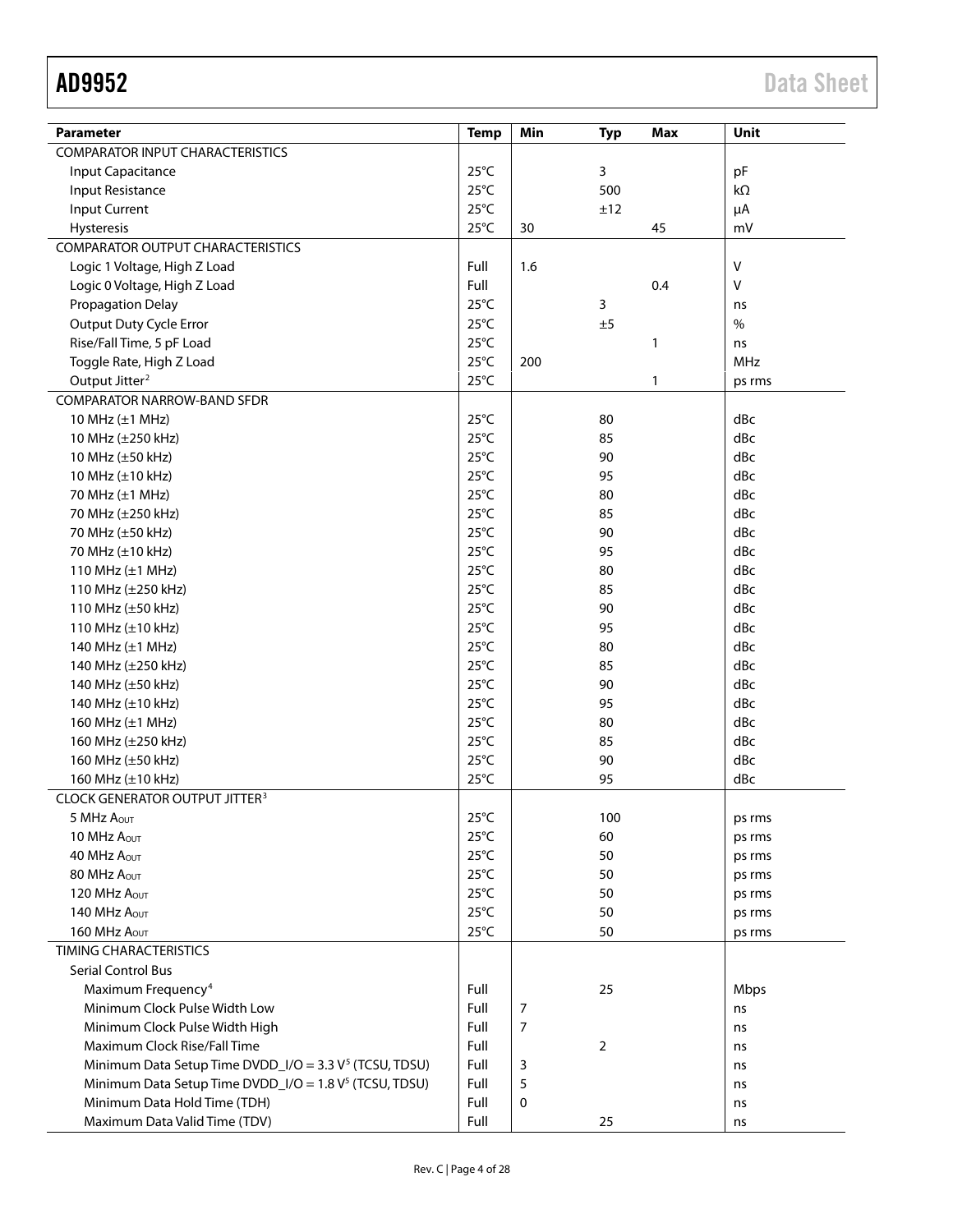| Parameter | Temp | Min | Typ | Max | Unit |
|---|---|---|---|---|---|
| COMPARATOR INPUT CHARACTERISTICS | | | | | |
| Input Capacitance | 25°C | | 3 | | pF |
| Input Resistance | 25°C | | 500 | | kΩ |
| Input Current | 25°C | | ±12 | | μA |
| Hysteresis | 25°C | 30 | | 45 | mV |
| COMPARATOR OUTPUT CHARACTERISTICS | | | | | |
| Logic 1 Voltage, High Z Load | Full | 1.6 | | | V |
| Logic 0 Voltage, High Z Load | Full | | | 0.4 | V |
| Propagation Delay | 25°C | | 3 | | ns |
| Output Duty Cycle Error | 25°C | | ±5 | | % |
| Rise/Fall Time, 5 pF Load | 25°C | | | 1 | ns |
| Toggle Rate, High Z Load | 25°C | 200 | | | MHz |
| Output Jitter[2] | 25°C | | | 1 | ps rms |
| COMPARATOR NARROW-BAND SFDR | | | | | |
| 10 MHz (±1 MHz) | 25°C | | 80 | | dBc |
| 10 MHz (±250 kHz) | 25°C | | 85 | | dBc |
| 10 MHz (±50 kHz) | 25°C | | 90 | | dBc |
| 10 MHz (±10 kHz) | 25°C | | 95 | | dBc |
| 70 MHz (±1 MHz) | 25°C | | 80 | | dBc |
| 70 MHz (±250 kHz) | 25°C | | 85 | | dBc |
| 70 MHz (±50 kHz) | 25°C | | 90 | | dBc |
| 70 MHz (±10 kHz) | 25°C | | 95 | | dBc |
| 110 MHz (±1 MHz) | 25°C | | 80 | | dBc |
| 110 MHz (±250 kHz) | 25°C | | 85 | | dBc |
| 110 MHz (±50 kHz) | 25°C | | 90 | | dBc |
| 110 MHz (±10 kHz) | 25°C | | 95 | | dBc |
| 140 MHz (±1 MHz) | 25°C | | 80 | | dBc |
| 140 MHz (±250 kHz) | 25°C | | 85 | | dBc |
| 140 MHz (±50 kHz) | 25°C | | 90 | | dBc |
| 140 MHz (±10 kHz) | 25°C | | 95 | | dBc |
| 160 MHz (±1 MHz) | 25°C | | 80 | | dBc |
| 160 MHz (±250 kHz) | 25°C | | 85 | | dBc |
| 160 MHz (±50 kHz) | 25°C | | 90 | | dBc |
| 160 MHz (±10 kHz) | 25°C | | 95 | | dBc |
| CLOCK GENERATOR OUTPUT JITTER[3] | | | | | |
| 5 MHz $A_{OUT}$ | 25°C | | 100 | | ps rms |
| 10 MHz $A_{OUT}$ | 25°C | | 60 | | ps rms |
| 40 MHz $A_{OUT}$ | 25°C | | 50 | | ps rms |
| 80 MHz $A_{OUT}$ | 25°C | | 50 | | ps rms |
| 120 MHz $A_{OUT}$ | 25°C | | 50 | | ps rms |
| 140 MHz $A_{OUT}$ | 25°C | | 50 | | ps rms |
| 160 MHz $A_{OUT}$ | 25°C | | 50 | | ps rms |
| TIMING CHARACTERISTICS | | | | | |
| Serial Control Bus | | | | | |
| Maximum Frequency[4] | Full | | 25 | | Mbps |
| Minimum Clock Pulse Width Low | Full | 7 | | | ns |
| Minimum Clock Pulse Width High | Full | 7 | | | ns |
| Maximum Clock Rise/Fall Time | Full | | 2 | | ns |
| Minimum Data Setup Time DVDD_I/O = 3.3 V[5] (TCSU, TDSU) | Full | 3 | | | ns |
| Minimum Data Setup Time DVDD_I/O = 1.8 V[5] (TCSU, TDSU) | Full | 5 | | | ns |
| Minimum Data Hold Time (TDH) | Full | 0 | | | ns |
| Maximum Data Valid Time (TDV) | Full | | 25 | | ns |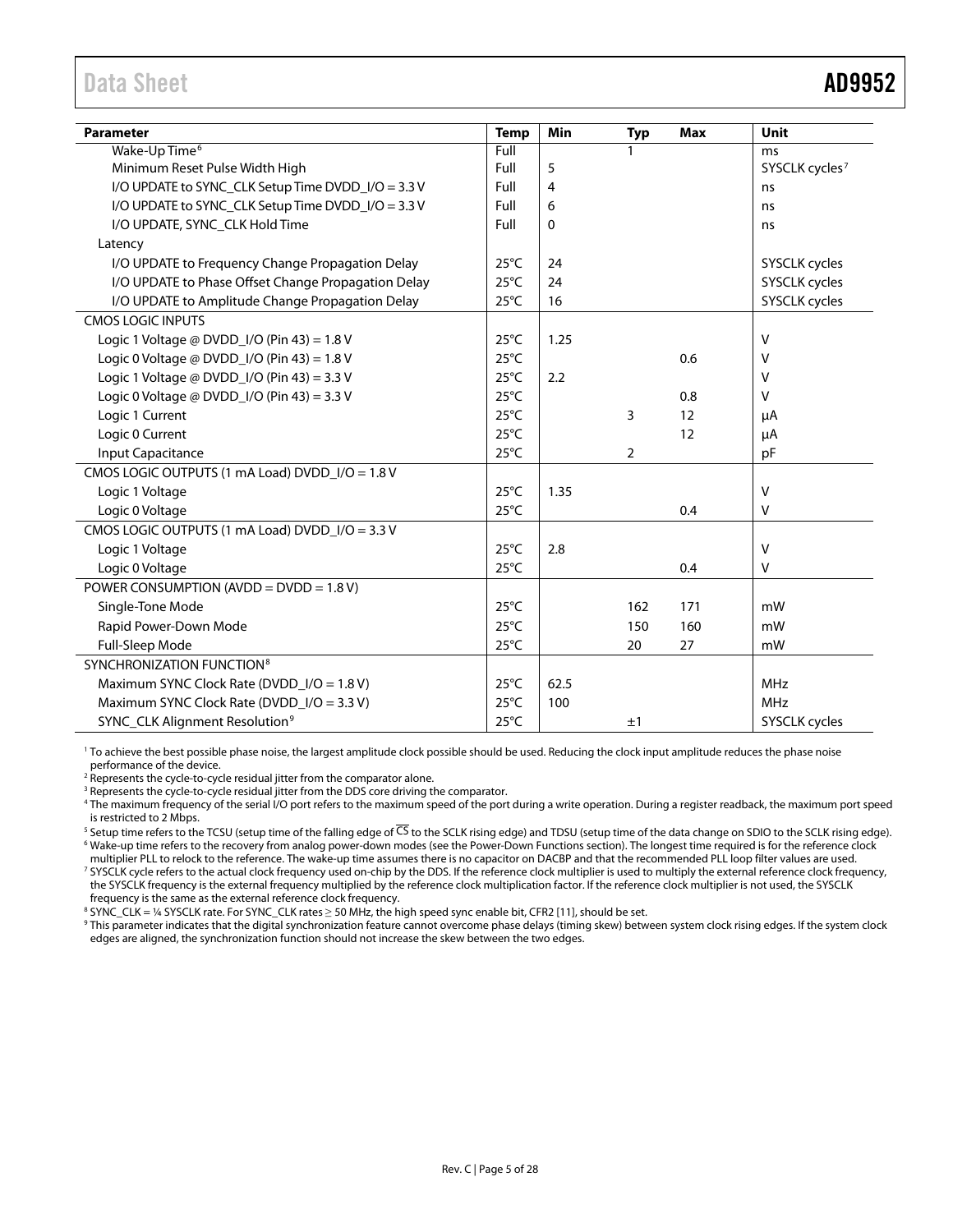| Parameter | Temp | Min | Typ | Max | Unit |
|---|---|---|---|---|---|
| Wake-Up Time[6] | Full | | 1 | | ms |
| Minimum Reset Pulse Width High | Full | 5 | | | SYSCLK cycles[7] |
| I/O UPDATE to SYNC_CLK Setup Time DVDD_I/O = 3.3 V | Full | 4 | | | ns |
| I/O UPDATE to SYNC_CLK Setup Time DVDD_I/O = 3.3 V | Full | 6 | | | ns |
| I/O UPDATE, SYNC_CLK Hold Time | Full | 0 | | | ns |
| Latency | | | | | |
| I/O UPDATE to Frequency Change Propagation Delay | 25°C | 24 | | | SYSCLK cycles |
| I/O UPDATE to Phase Offset Change Propagation Delay | 25°C | 24 | | | SYSCLK cycles |
| I/O UPDATE to Amplitude Change Propagation Delay | 25°C | 16 | | | SYSCLK cycles |
| CMOS LOGIC INPUTS | | | | | |
| Logic 1 Voltage @ DVDD_I/O (Pin 43) = 1.8 V | 25°C | 1.25 | | | V |
| Logic 0 Voltage @ DVDD_I/O (Pin 43) = 1.8 V | 25°C | | | 0.6 | V |
| Logic 1 Voltage @ DVDD_I/O (Pin 43) = 3.3 V | 25°C | 2.2 | | | V |
| Logic 0 Voltage @ DVDD_I/O (Pin 43) = 3.3 V | 25°C | | | 0.8 | V |
| Logic 1 Current | 25°C | | 3 | 12 | μA |
| Logic 0 Current | 25°C | | | 12 | μA |
| Input Capacitance | 25°C | | 2 | | pF |
| CMOS LOGIC OUTPUTS (1 mA Load) DVDD_I/O = 1.8 V | | | | | |
| Logic 1 Voltage | 25°C | 1.35 | | | V |
| Logic 0 Voltage | 25°C | | | 0.4 | V |
| CMOS LOGIC OUTPUTS (1 mA Load) DVDD_I/O = 3.3 V | | | | | |
| Logic 1 Voltage | 25°C | 2.8 | | | V |
| Logic 0 Voltage | 25°C | | | 0.4 | V |
| POWER CONSUMPTION (AVDD = DVDD = 1.8 V) | | | | | |
| Single-Tone Mode | 25°C | | 162 | 171 | mW |
| Rapid Power-Down Mode | 25°C | | 150 | 160 | mW |
| Full-Sleep Mode | 25°C | | 20 | 27 | mW |
| SYNCHRONIZATION FUNCTION[8] | | | | | |
| Maximum SYNC Clock Rate (DVDD_I/O = 1.8 V) | 25°C | 62.5 | | | MHz |
| Maximum SYNC Clock Rate (DVDD_I/O = 3.3 V) | 25°C | 100 | | | MHz |
| SYNC_CLK Alignment Resolution[9] | 25°C | | ±1 | | SYSCLK cycles |

[1] To achieve the best possible phase noise, the largest amplitude clock possible should be used. Reducing the clock input amplitude reduces the phase noise performance of the device.

[2] Represents the cycle-to-cycle residual jitter from the comparator alone.

[3] Represents the cycle-to-cycle residual jitter from the DDS core driving the comparator.

[4] The maximum frequency of the serial I/O port refers to the maximum speed of the port during a write operation. During a register readback, the maximum port speed is restricted to 2 Mbps.

[5] Setup time refers to the TCSU (setup time of the falling edge of $\overline{CS}$ to the SCLK rising edge) and TDSU (setup time of the data change on SDIO to the SCLK rising edge).

[6] Wake-up time refers to the recovery from analog power-down modes (see the Power-Down Functions section). The longest time required is for the reference clock multiplier PLL to relock to the reference. The wake-up time assumes there is no capacitor on DACBP and that the recommended PLL loop filter values are used.

[7] SYSCLK cycle refers to the actual clock frequency used on-chip by the DDS. If the reference clock multiplier is used to multiply the external reference clock frequency, the SYSCLK frequency is the external frequency multiplied by the reference clock multiplication factor. If the reference clock multiplier is not used, the SYSCLK frequency is the same as the external reference clock frequency.

[8] SYNC_CLK = ¼ SYSCLK rate. For SYNC_CLK rates ≥ 50 MHz, the high speed sync enable bit, CFR2 [11], should be set.

[9] This parameter indicates that the digital synchronization feature cannot overcome phase delays (timing skew) between system clock rising edges. If the system clock edges are aligned, the synchronization function should not increase the skew between the two edges.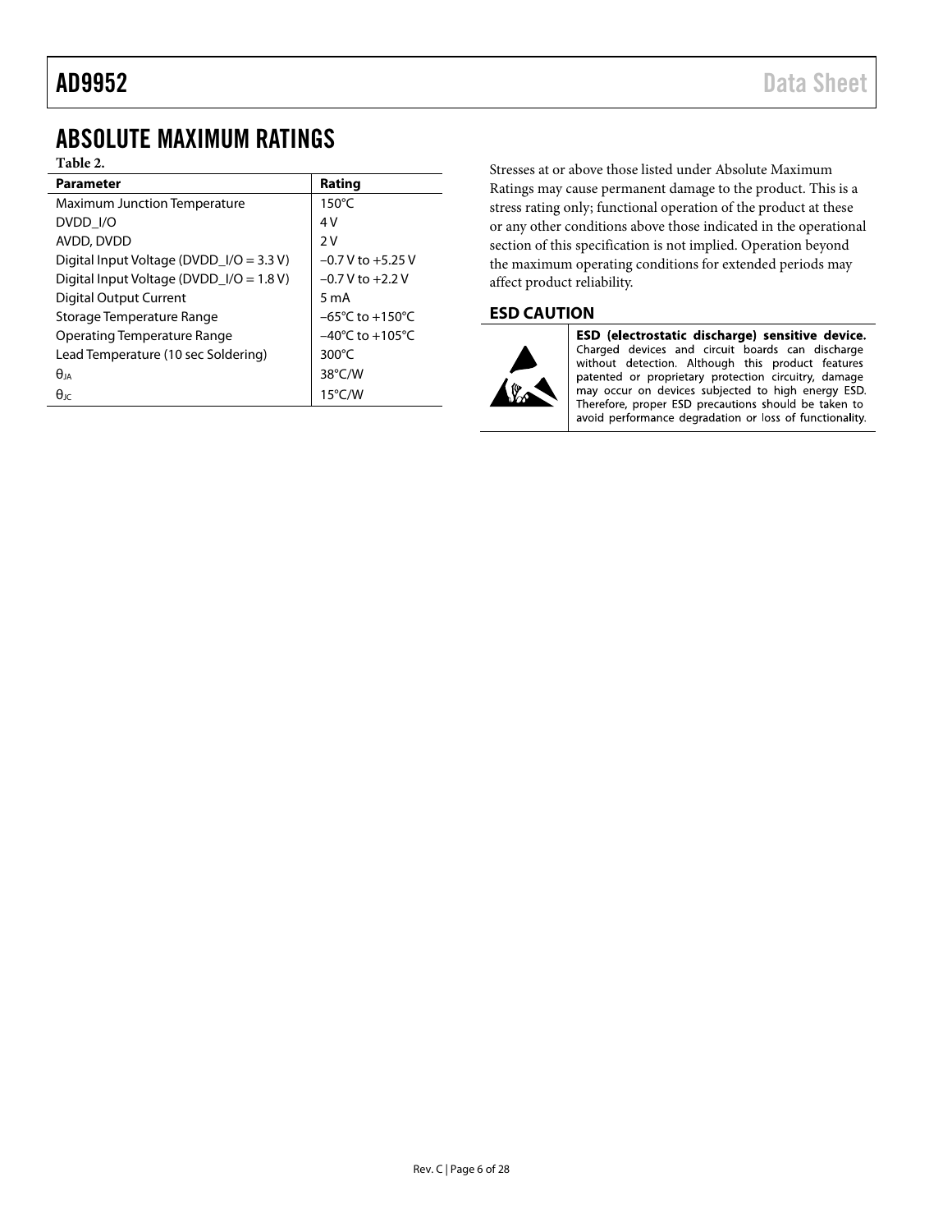# ABSOLUTE MAXIMUM RATINGS

**Table 2.**

| Parameter | Rating |
|---|---|
| Maximum Junction Temperature | 150°C |
| DVDD_I/O | 4 V |
| AVDD, DVDD | 2 V |
| Digital Input Voltage (DVDD_I/O = 3.3 V) | −0.7 V to +5.25 V |
| Digital Input Voltage (DVDD_I/O = 1.8 V) | −0.7 V to +2.2 V |
| Digital Output Current | 5 mA |
| Storage Temperature Range | −65°C to +150°C |
| Operating Temperature Range | −40°C to +105°C |
| Lead Temperature (10 sec Soldering) | 300°C |
| $\theta_{JA}$ | 38°C/W |
| $\theta_{JC}$ | 15°C/W |

Stresses at or above those listed under Absolute Maximum Ratings may cause permanent damage to the product. This is a stress rating only; functional operation of the product at these or any other conditions above those indicated in the operational section of this specification is not implied. Operation beyond the maximum operating conditions for extended periods may affect product reliability.

## ESD CAUTION

**ESD (electrostatic discharge) sensitive device.** Charged devices and circuit boards can discharge without detection. Although this product features patented or proprietary protection circuitry, damage may occur on devices subjected to high energy ESD. Therefore, proper ESD precautions should be taken to avoid performance degradation or loss of functionality.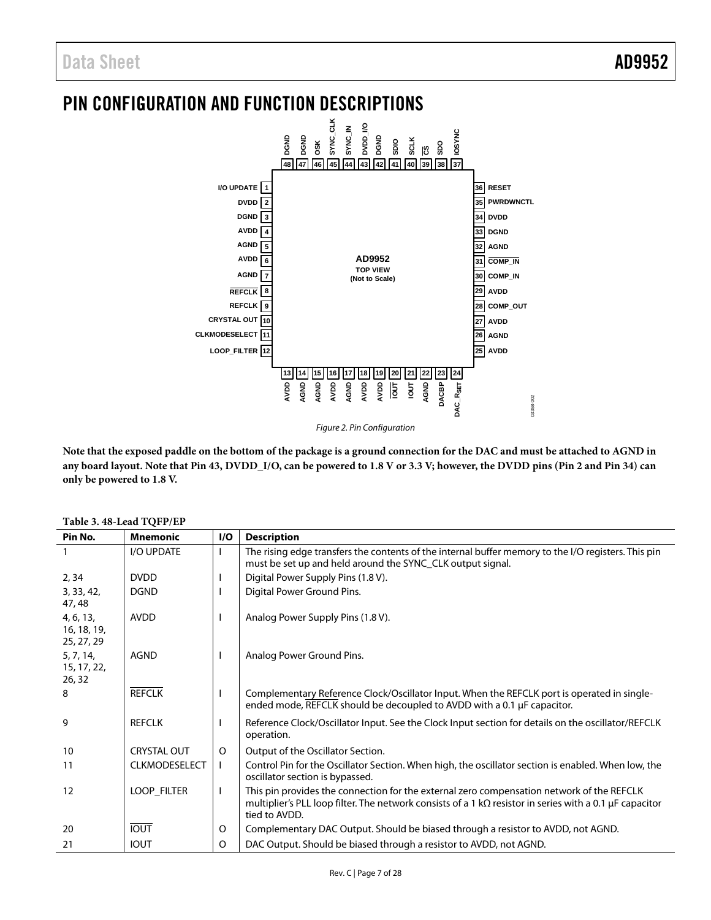# PIN CONFIGURATION AND FUNCTION DESCRIPTIONS

Figure 2. Pin Configuration

**Note that the exposed paddle on the bottom of the package is a ground connection for the DAC and must be attached to AGND in any board layout. Note that Pin 43, DVDD_I/O, can be powered to 1.8 V or 3.3 V; however, the DVDD pins (Pin 2 and Pin 34) can only be powered to 1.8 V.**

**Table 3. 48-Lead TQFP/EP**

| Pin No. | Mnemonic | I/O | Description |
|---|---|---|---|
| 1 | I/O UPDATE | I | The rising edge transfers the contents of the internal buffer memory to the I/O registers. This pin must be set up and held around the SYNC_CLK output signal. |
| 2, 34 | DVDD | I | Digital Power Supply Pins (1.8 V). |
| 3, 33, 42, 47, 48 | DGND | I | Digital Power Ground Pins. |
| 4, 6, 13, 16, 18, 19, 25, 27, 29 | AVDD | I | Analog Power Supply Pins (1.8 V). |
| 5, 7, 14, 15, 17, 22, 26, 32 | AGND | I | Analog Power Ground Pins. |
| 8 | $\overline{\text{REFCLK}}$ | I | Complementary Reference Clock/Oscillator Input. When the REFCLK port is operated in single-ended mode, $\overline{\text{REFCLK}}$ should be decoupled to AVDD with a 0.1 μF capacitor. |
| 9 | REFCLK | I | Reference Clock/Oscillator Input. See the Clock Input section for details on the oscillator/REFCLK operation. |
| 10 | CRYSTAL OUT | O | Output of the Oscillator Section. |
| 11 | CLKMODESELECT | I | Control Pin for the Oscillator Section. When high, the oscillator section is enabled. When low, the oscillator section is bypassed. |
| 12 | LOOP_FILTER | I | This pin provides the connection for the external zero compensation network of the REFCLK multiplier's PLL loop filter. The network consists of a 1 kΩ resistor in series with a 0.1 μF capacitor tied to AVDD. |
| 20 | $\overline{\text{IOUT}}$ | O | Complementary DAC Output. Should be biased through a resistor to AVDD, not AGND. |
| 21 | IOUT | O | DAC Output. Should be biased through a resistor to AVDD, not AGND. |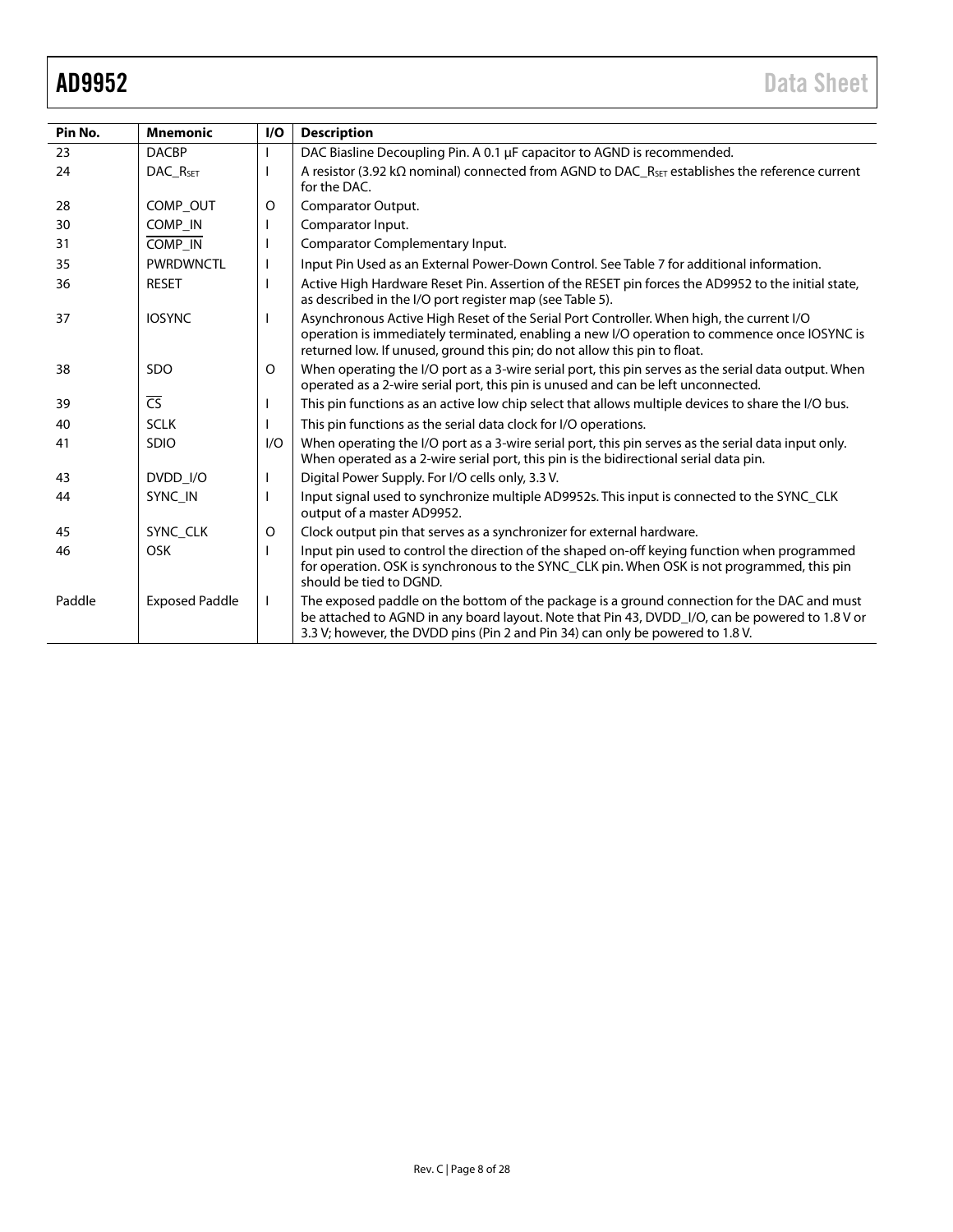| Pin No. | Mnemonic | I/O | Description |
|---|---|---|---|
| 23 | DACBP | I | DAC Biasline Decoupling Pin. A 0.1 µF capacitor to AGND is recommended. |
| 24 | DAC_$R_{SET}$ | I | A resistor (3.92 kΩ nominal) connected from AGND to DAC_$R_{SET}$ establishes the reference current for the DAC. |
| 28 | COMP_OUT | O | Comparator Output. |
| 30 | COMP_IN | I | Comparator Input. |
| 31 | $\overline{\text{COMP\_IN}}$ | I | Comparator Complementary Input. |
| 35 | PWRDWNCTL | I | Input Pin Used as an External Power-Down Control. See Table 7 for additional information. |
| 36 | RESET | I | Active High Hardware Reset Pin. Assertion of the RESET pin forces the AD9952 to the initial state, as described in the I/O port register map (see Table 5). |
| 37 | IOSYNC | I | Asynchronous Active High Reset of the Serial Port Controller. When high, the current I/O operation is immediately terminated, enabling a new I/O operation to commence once IOSYNC is returned low. If unused, ground this pin; do not allow this pin to float. |
| 38 | SDO | O | When operating the I/O port as a 3-wire serial port, this pin serves as the serial data output. When operated as a 2-wire serial port, this pin is unused and can be left unconnected. |
| 39 | $\overline{\text{CS}}$ | I | This pin functions as an active low chip select that allows multiple devices to share the I/O bus. |
| 40 | SCLK | I | This pin functions as the serial data clock for I/O operations. |
| 41 | SDIO | I/O | When operating the I/O port as a 3-wire serial port, this pin serves as the serial data input only. When operated as a 2-wire serial port, this pin is the bidirectional serial data pin. |
| 43 | DVDD_I/O | I | Digital Power Supply. For I/O cells only, 3.3 V. |
| 44 | SYNC_IN | I | Input signal used to synchronize multiple AD9952s. This input is connected to the SYNC_CLK output of a master AD9952. |
| 45 | SYNC_CLK | O | Clock output pin that serves as a synchronizer for external hardware. |
| 46 | OSK | I | Input pin used to control the direction of the shaped on-off keying function when programmed for operation. OSK is synchronous to the SYNC_CLK pin. When OSK is not programmed, this pin should be tied to DGND. |
| Paddle | Exposed Paddle | I | The exposed paddle on the bottom of the package is a ground connection for the DAC and must be attached to AGND in any board layout. Note that Pin 43, DVDD_I/O, can be powered to 1.8 V or 3.3 V; however, the DVDD pins (Pin 2 and Pin 34) can only be powered to 1.8 V. |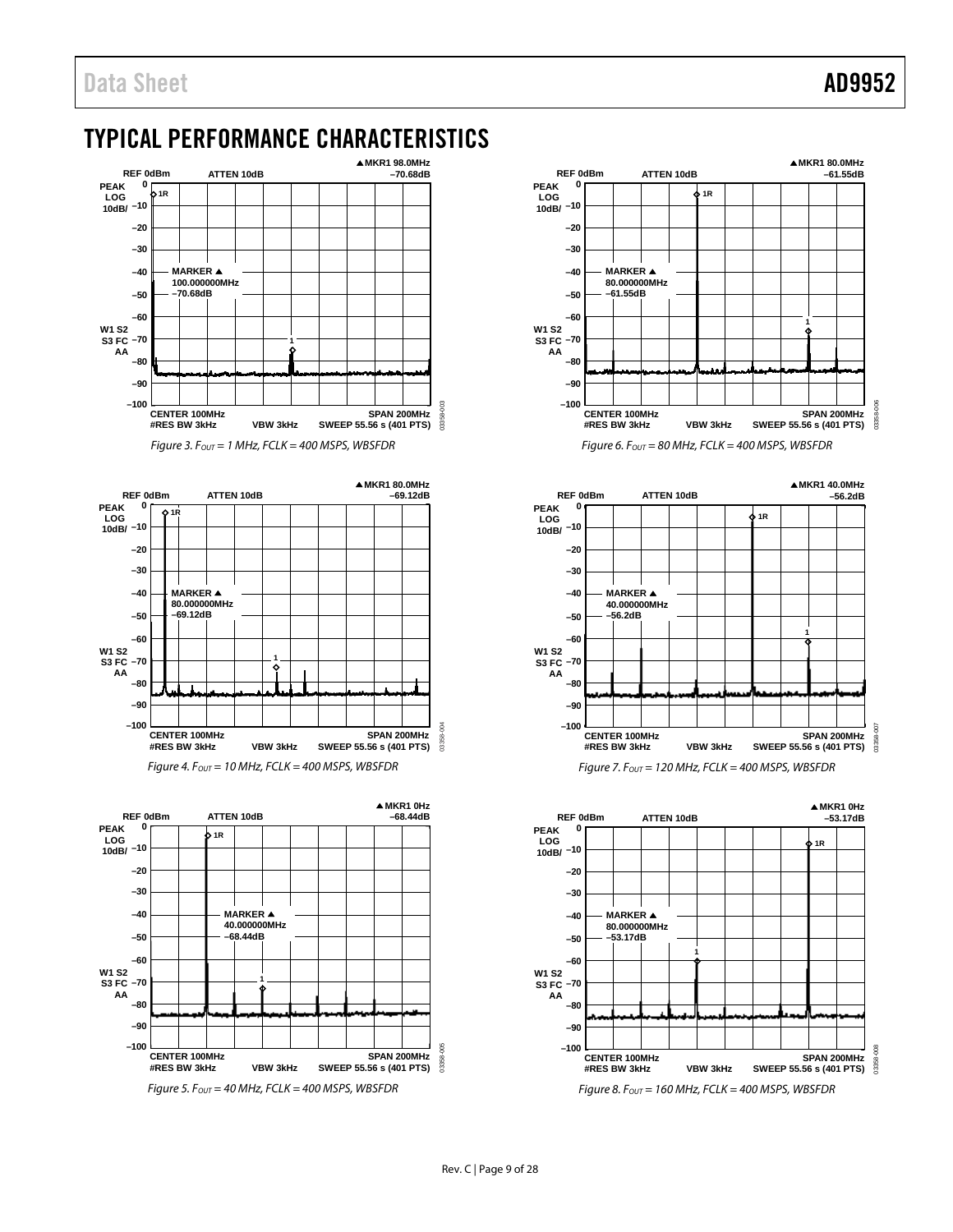# TYPICAL PERFORMANCE CHARACTERISTICS

*Figure 3. $F_{OUT}$ = 1 MHz, FCLK = 400 MSPS, WBSFDR*

*Figure 4. $F_{OUT}$ = 10 MHz, FCLK = 400 MSPS, WBSFDR*

*Figure 5. $F_{OUT}$ = 40 MHz, FCLK = 400 MSPS, WBSFDR*

*Figure 6. $F_{OUT}$ = 80 MHz, FCLK = 400 MSPS, WBSFDR*

*Figure 7. $F_{OUT}$ = 120 MHz, FCLK = 400 MSPS, WBSFDR*

*Figure 8. $F_{OUT}$ = 160 MHz, FCLK = 400 MSPS, WBSFDR*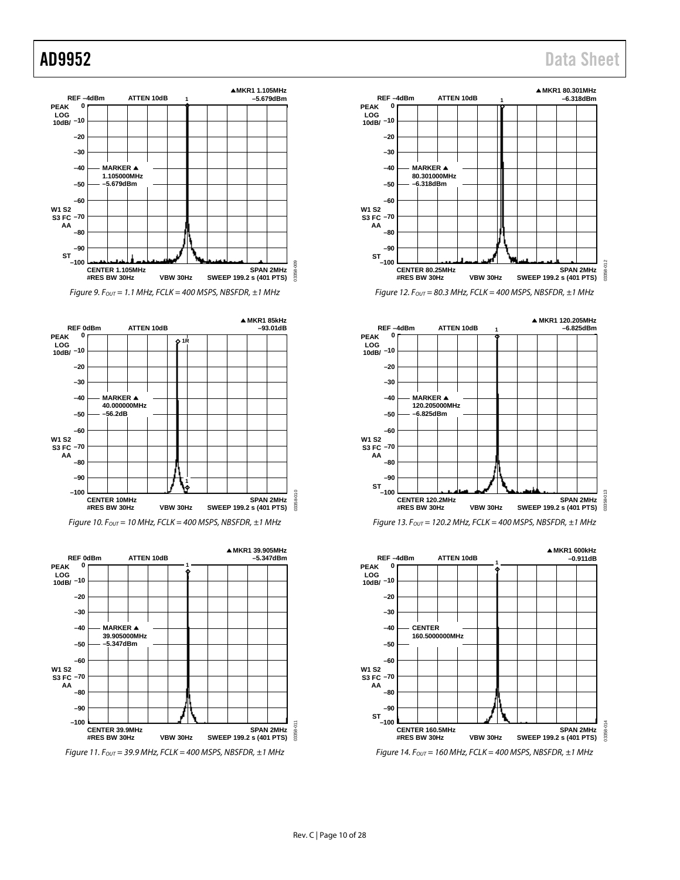Figure 9. $F_{OUT}$ = 1.1 MHz, FCLK = 400 MSPS, NBSFDR, ±1 MHz

Figure 10. $F_{OUT}$ = 10 MHz, FCLK = 400 MSPS, NBSFDR, ±1 MHz

Figure 11. $F_{OUT}$ = 39.9 MHz, FCLK = 400 MSPS, NBSFDR, ±1 MHz

Figure 12. $F_{OUT}$ = 80.3 MHz, FCLK = 400 MSPS, NBSFDR, ±1 MHz

Figure 13. $F_{OUT}$ = 120.2 MHz, FCLK = 400 MSPS, NBSFDR, ±1 MHz

Figure 14. $F_{OUT}$ = 160 MHz, FCLK = 400 MSPS, NBSFDR, ±1 MHz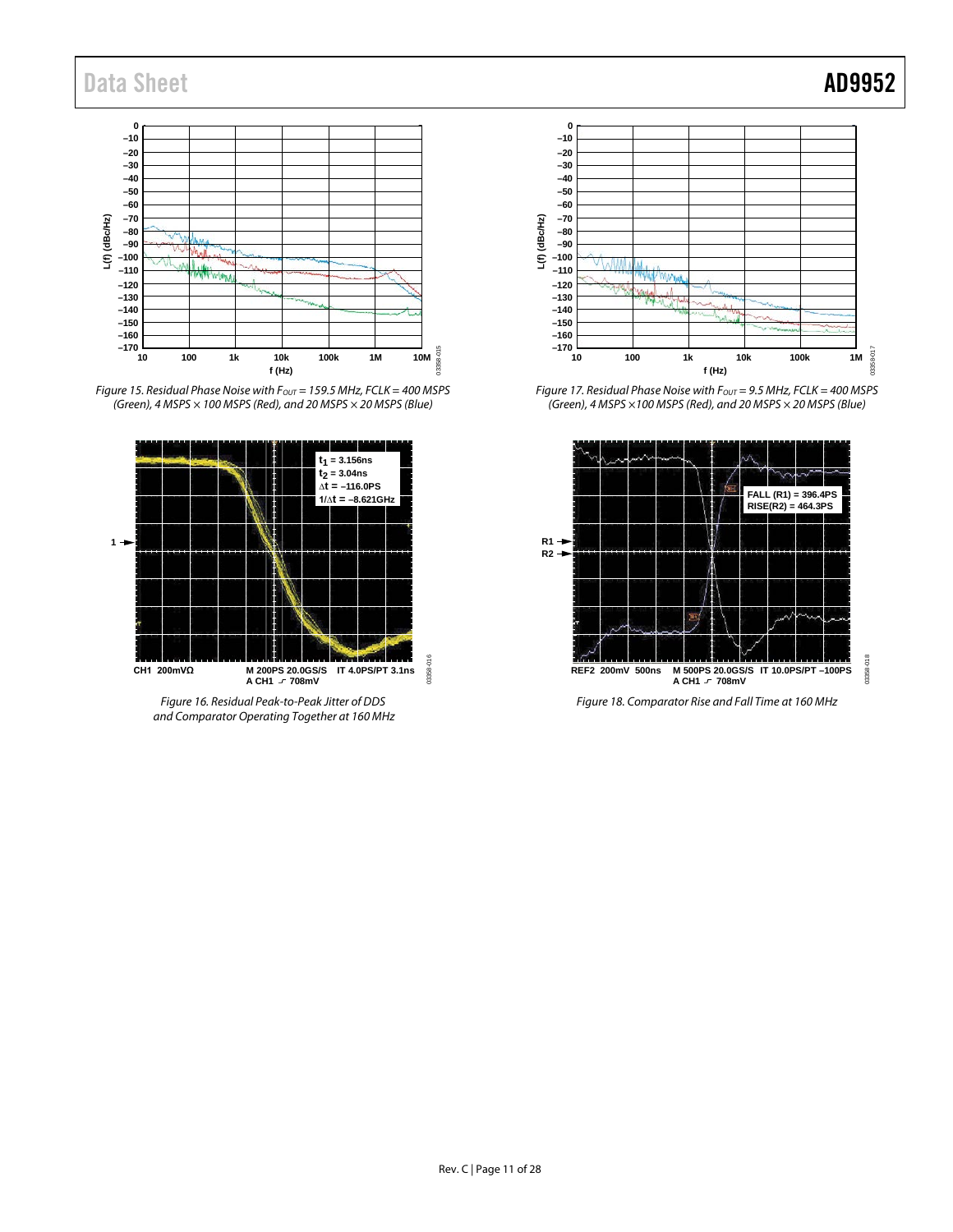Figure 15. Residual Phase Noise with $F_{OUT}$ = 159.5 MHz, FCLK = 400 MSPS (Green), 4 MSPS × 100 MSPS (Red), and 20 MSPS × 20 MSPS (Blue)

Figure 16. Residual Peak-to-Peak Jitter of DDS and Comparator Operating Together at 160 MHz

Figure 17. Residual Phase Noise with $F_{OUT}$ = 9.5 MHz, FCLK = 400 MSPS (Green), 4 MSPS ×100 MSPS (Red), and 20 MSPS × 20 MSPS (Blue)

Figure 18. Comparator Rise and Fall Time at 160 MHz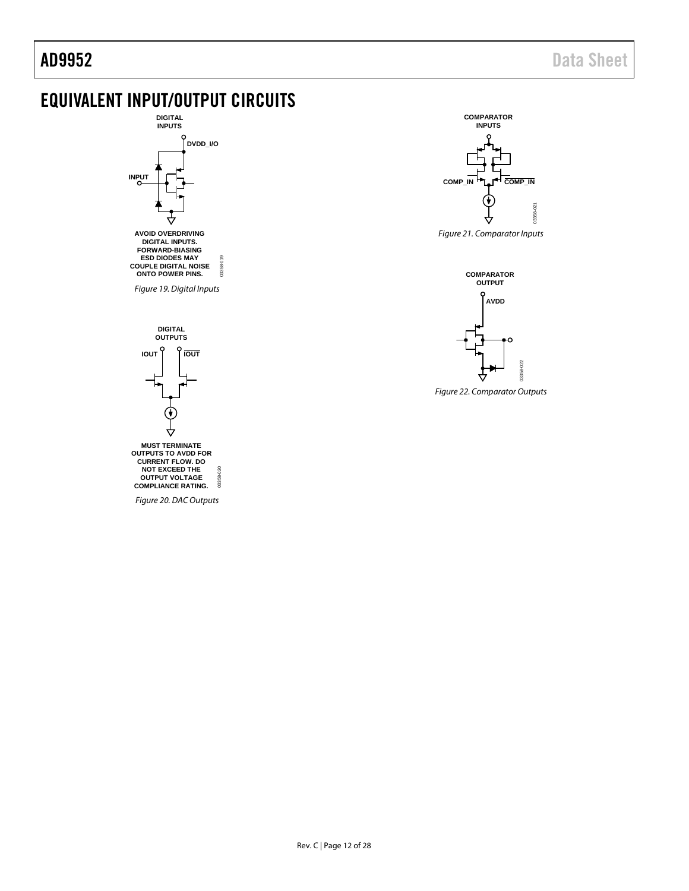# EQUIVALENT INPUT/OUTPUT CIRCUITS

DIGITAL INPUTS

DVDD_I/O

INPUT

AVOID OVERDRIVING DIGITAL INPUTS. FORWARD-BIASING ESD DIODES MAY COUPLE DIGITAL NOISE ONTO POWER PINS.

*Figure 19. Digital Inputs*

DIGITAL OUTPUTS

IOUT

$\overline{\text{IOUT}}$

MUST TERMINATE OUTPUTS TO AVDD FOR CURRENT FLOW. DO NOT EXCEED THE OUTPUT VOLTAGE COMPLIANCE RATING.

*Figure 20. DAC Outputs*

COMPARATOR INPUTS

COMP_IN

$\overline{\text{COMP\_IN}}$

*Figure 21. Comparator Inputs*

COMPARATOR OUTPUT

AVDD

*Figure 22. Comparator Outputs*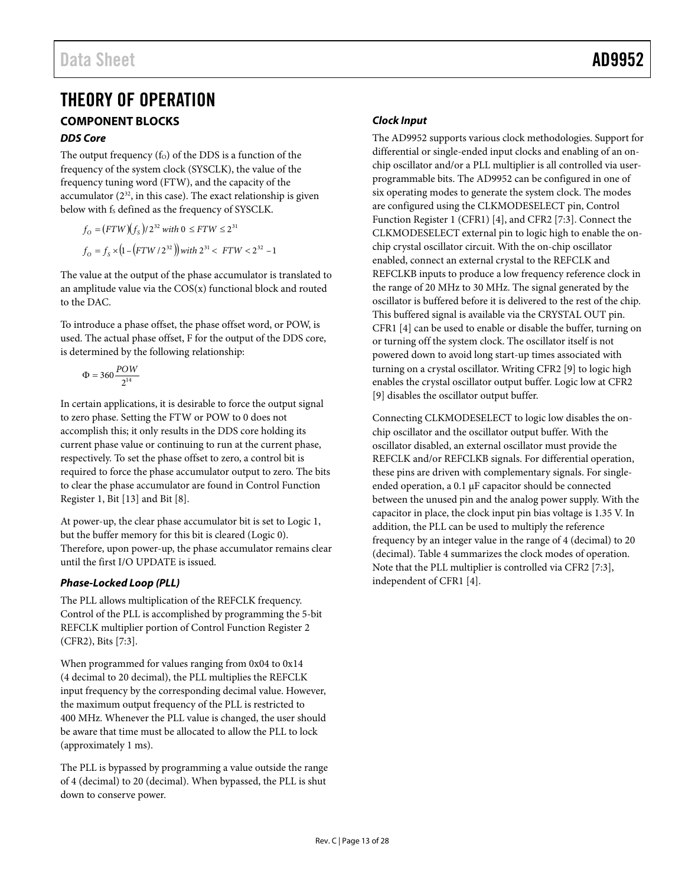# THEORY OF OPERATION

## COMPONENT BLOCKS

### *DDS Core*

The output frequency ($f_O$) of the DDS is a function of the frequency of the system clock (SYSCLK), the value of the frequency tuning word (FTW), and the capacity of the accumulator ($2^{32}$, in this case). The exact relationship is given below with $f_S$ defined as the frequency of SYSCLK.

$$f_O = (FTW)(f_S)/2^{32} \text{ with } 0 \le FTW \le 2^{31}$$

$$f_O = f_S \times (1 - (FTW/2^{32})) \text{ with } 2^{31} < FTW < 2^{32} - 1$$

The value at the output of the phase accumulator is translated to an amplitude value via the COS(x) functional block and routed to the DAC.

To introduce a phase offset, the phase offset word, or POW, is used. The actual phase offset, F for the output of the DDS core, is determined by the following relationship:

$$\Phi = 360\frac{POW}{2^{14}}$$

In certain applications, it is desirable to force the output signal to zero phase. Setting the FTW or POW to 0 does not accomplish this; it only results in the DDS core holding its current phase value or continuing to run at the current phase, respectively. To set the phase offset to zero, a control bit is required to force the phase accumulator output to zero. The bits to clear the phase accumulator are found in Control Function Register 1, Bit [13] and Bit [8].

At power-up, the clear phase accumulator bit is set to Logic 1, but the buffer memory for this bit is cleared (Logic 0). Therefore, upon power-up, the phase accumulator remains clear until the first I/O UPDATE is issued.

### *Phase-Locked Loop (PLL)*

The PLL allows multiplication of the REFCLK frequency. Control of the PLL is accomplished by programming the 5-bit REFCLK multiplier portion of Control Function Register 2 (CFR2), Bits [7:3].

When programmed for values ranging from 0x04 to 0x14 (4 decimal to 20 decimal), the PLL multiplies the REFCLK input frequency by the corresponding decimal value. However, the maximum output frequency of the PLL is restricted to 400 MHz. Whenever the PLL value is changed, the user should be aware that time must be allocated to allow the PLL to lock (approximately 1 ms).

The PLL is bypassed by programming a value outside the range of 4 (decimal) to 20 (decimal). When bypassed, the PLL is shut down to conserve power.

### *Clock Input*

The AD9952 supports various clock methodologies. Support for differential or single-ended input clocks and enabling of an on-chip oscillator and/or a PLL multiplier is all controlled via user-programmable bits. The AD9952 can be configured in one of six operating modes to generate the system clock. The modes are configured using the CLKMODESELECT pin, Control Function Register 1 (CFR1) [4], and CFR2 [7:3]. Connect the CLKMODESELECT external pin to logic high to enable the on-chip crystal oscillator circuit. With the on-chip oscillator enabled, connect an external crystal to the REFCLK and REFCLKB inputs to produce a low frequency reference clock in the range of 20 MHz to 30 MHz. The signal generated by the oscillator is buffered before it is delivered to the rest of the chip. This buffered signal is available via the CRYSTAL OUT pin. CFR1 [4] can be used to enable or disable the buffer, turning on or turning off the system clock. The oscillator itself is not powered down to avoid long start-up times associated with turning on a crystal oscillator. Writing CFR2 [9] to logic high enables the crystal oscillator output buffer. Logic low at CFR2 [9] disables the oscillator output buffer.

Connecting CLKMODESELECT to logic low disables the on-chip oscillator and the oscillator output buffer. With the oscillator disabled, an external oscillator must provide the REFCLK and/or REFCLKB signals. For differential operation, these pins are driven with complementary signals. For single-ended operation, a 0.1 µF capacitor should be connected between the unused pin and the analog power supply. With the capacitor in place, the clock input pin bias voltage is 1.35 V. In addition, the PLL can be used to multiply the reference frequency by an integer value in the range of 4 (decimal) to 20 (decimal). Table 4 summarizes the clock modes of operation. Note that the PLL multiplier is controlled via CFR2 [7:3], independent of CFR1 [4].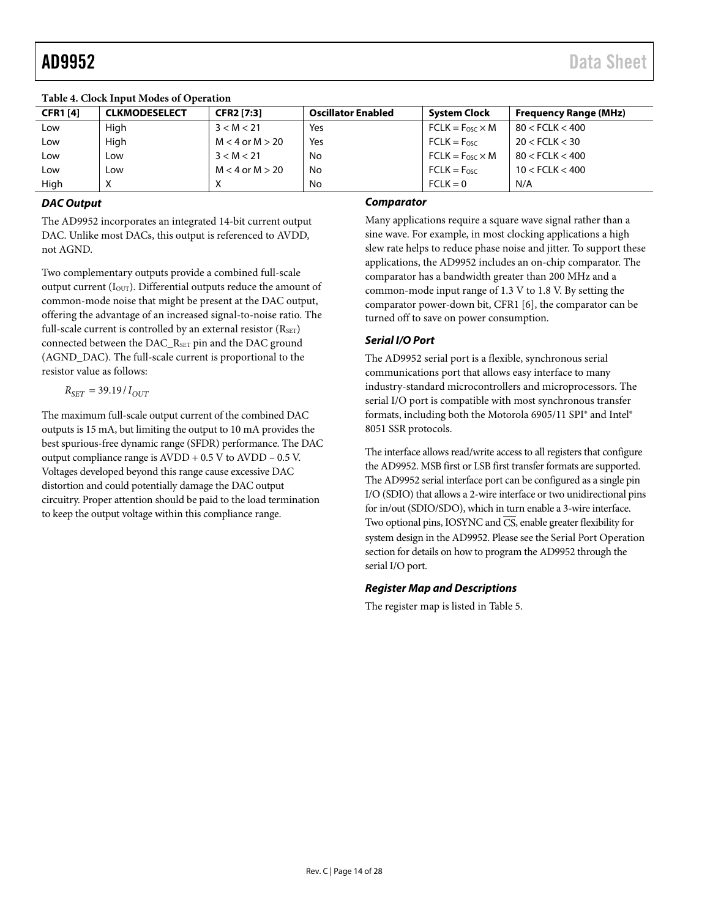**Table 4. Clock Input Modes of Operation**

| CFR1 [4] | CLKMODESELECT | CFR2 [7:3] | Oscillator Enabled | System Clock | Frequency Range (MHz) |
|---|---|---|---|---|---|
| Low | High | 3 < M < 21 | Yes | $FCLK = F_{OSC} \times M$ | 80 < FCLK < 400 |
| Low | High | M < 4 or M > 20 | Yes | $FCLK = F_{OSC}$ | 20 < FCLK < 30 |
| Low | Low | 3 < M < 21 | No | $FCLK = F_{OSC} \times M$ | 80 < FCLK < 400 |
| Low | Low | M < 4 or M > 20 | No | $FCLK = F_{OSC}$ | 10 < FCLK < 400 |
| High | X | X | No | FCLK = 0 | N/A |

### DAC Output

The AD9952 incorporates an integrated 14-bit current output DAC. Unlike most DACs, this output is referenced to AVDD, not AGND.

Two complementary outputs provide a combined full-scale output current ($I_{OUT}$). Differential outputs reduce the amount of common-mode noise that might be present at the DAC output, offering the advantage of an increased signal-to-noise ratio. The full-scale current is controlled by an external resistor ($R_{SET}$) connected between the DAC_$R_{SET}$ pin and the DAC ground (AGND_DAC). The full-scale current is proportional to the resistor value as follows:

$$R_{SET} = 39.19 / I_{OUT}$$

The maximum full-scale output current of the combined DAC outputs is 15 mA, but limiting the output to 10 mA provides the best spurious-free dynamic range (SFDR) performance. The DAC output compliance range is AVDD + 0.5 V to AVDD − 0.5 V. Voltages developed beyond this range cause excessive DAC distortion and could potentially damage the DAC output circuitry. Proper attention should be paid to the load termination to keep the output voltage within this compliance range.

### Comparator

Many applications require a square wave signal rather than a sine wave. For example, in most clocking applications a high slew rate helps to reduce phase noise and jitter. To support these applications, the AD9952 includes an on-chip comparator. The comparator has a bandwidth greater than 200 MHz and a common-mode input range of 1.3 V to 1.8 V. By setting the comparator power-down bit, CFR1 [6], the comparator can be turned off to save on power consumption.

### Serial I/O Port

The AD9952 serial port is a flexible, synchronous serial communications port that allows easy interface to many industry-standard microcontrollers and microprocessors. The serial I/O port is compatible with most synchronous transfer formats, including both the Motorola 6905/11 SPI® and Intel® 8051 SSR protocols.

The interface allows read/write access to all registers that configure the AD9952. MSB first or LSB first transfer formats are supported. The AD9952 serial interface port can be configured as a single pin I/O (SDIO) that allows a 2-wire interface or two unidirectional pins for in/out (SDIO/SDO), which in turn enable a 3-wire interface. Two optional pins, IOSYNC and $\overline{CS}$, enable greater flexibility for system design in the AD9952. Please see the Serial Port Operation section for details on how to program the AD9952 through the serial I/O port.

### Register Map and Descriptions

The register map is listed in Table 5.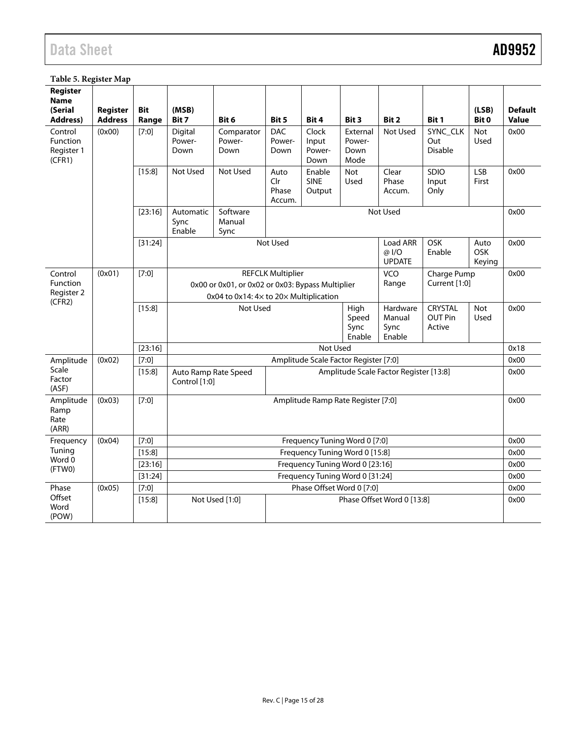**Table 5. Register Map**

| Register Name (Serial Address) | Register Address | Bit Range | (MSB) Bit 7 | Bit 6 | Bit 5 | Bit 4 | Bit 3 | Bit 2 | Bit 1 | (LSB) Bit 0 | Default Value |
|---|---|---|---|---|---|---|---|---|---|---|---|
| Control Function Register 1 (CFR1) | (0x00) | [7:0] | Digital Power-Down | Comparator Power-Down | DAC Power-Down | Clock Input Power-Down | External Power-Down Mode | Not Used | SYNC_CLK Out Disable | Not Used | 0x00 |
| | | [15:8] | Not Used | Not Used | Auto Clr Phase Accum. | Enable SINE Output | Not Used | Clear Phase Accum. | SDIO Input Only | LSB First | 0x00 |
| | | [23:16] | Automatic Sync Enable | Software Manual Sync | Not Used | | | | | | 0x00 |
| | | [31:24] | Not Used | | | | | Load ARR @ I/O UPDATE | OSK Enable | Auto OSK Keying | 0x00 |
| Control Function Register 2 (CFR2) | (0x01) | [7:0] | REFCLK Multiplier 0x00 or 0x01, or 0x02 or 0x03: Bypass Multiplier 0x04 to 0x14: 4× to 20× Multiplication | | | | | VCO Range | Charge Pump Current [1:0] | | 0x00 |
| | | [15:8] | Not Used | | | | High Speed Sync Enable | Hardware Manual Sync Enable | CRYSTAL OUT Pin Active | Not Used | 0x00 |
| | | [23:16] | Not Used | | | | | | | | 0x18 |
| Amplitude Scale Factor (ASF) | (0x02) | [7:0] | Amplitude Scale Factor Register [7:0] | | | | | | | | 0x00 |
| | | [15:8] | Auto Ramp Rate Speed Control [1:0] | | Amplitude Scale Factor Register [13:8] | | | | | | 0x00 |
| Amplitude Ramp Rate (ARR) | (0x03) | [7:0] | Amplitude Ramp Rate Register [7:0] | | | | | | | | 0x00 |
| Frequency Tuning Word 0 (FTW0) | (0x04) | [7:0] | Frequency Tuning Word 0 [7:0] | | | | | | | | 0x00 |
| | | [15:8] | Frequency Tuning Word 0 [15:8] | | | | | | | | 0x00 |
| | | [23:16] | Frequency Tuning Word 0 [23:16] | | | | | | | | 0x00 |
| | | [31:24] | Frequency Tuning Word 0 [31:24] | | | | | | | | 0x00 |
| Phase Offset Word (POW) | (0x05) | [7:0] | Phase Offset Word 0 [7:0] | | | | | | | | 0x00 |
| | | [15:8] | Not Used [1:0] | | Phase Offset Word 0 [13:8] | | | | | | 0x00 |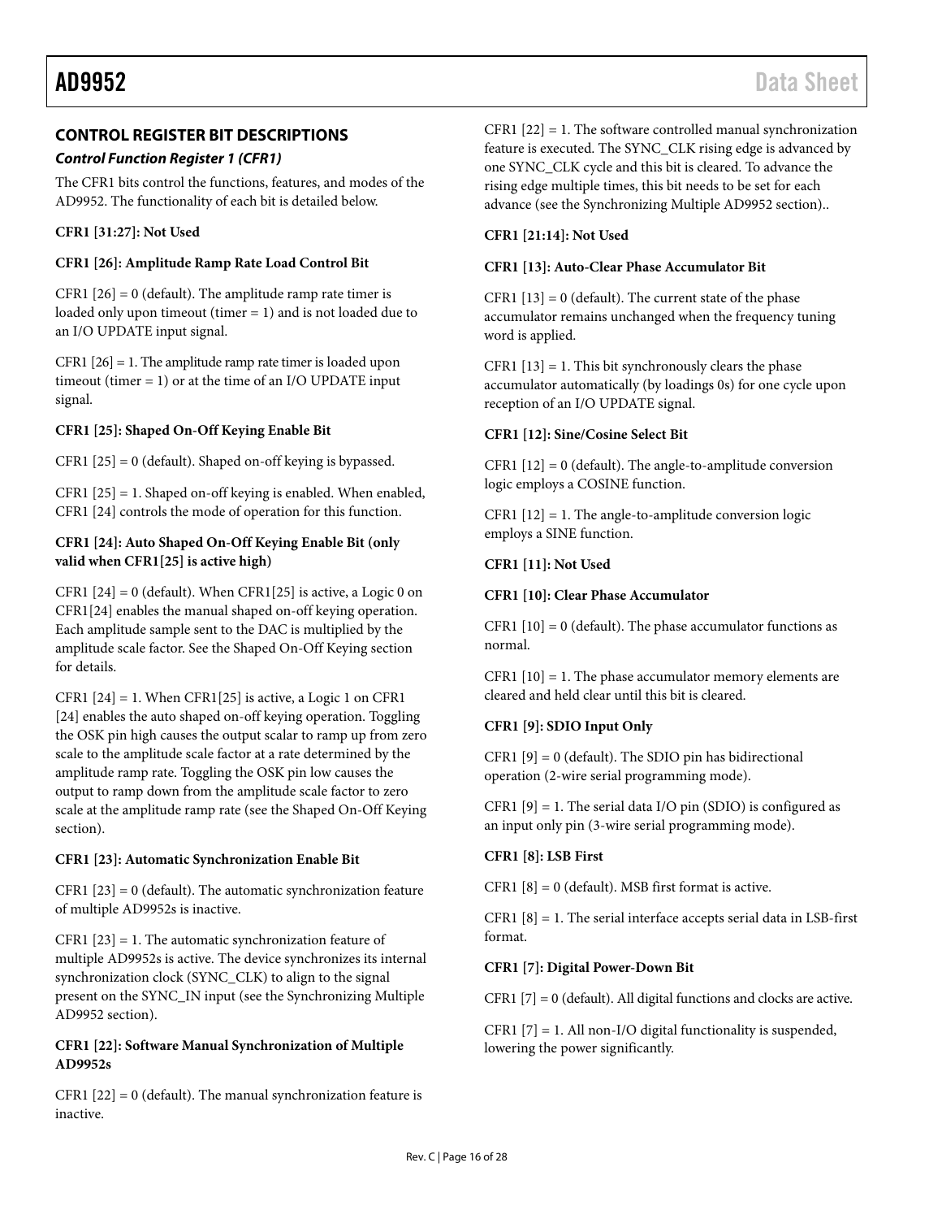## CONTROL REGISTER BIT DESCRIPTIONS

### *Control Function Register 1 (CFR1)*

The CFR1 bits control the functions, features, and modes of the AD9952. The functionality of each bit is detailed below.

**CFR1 [31:27]: Not Used**

**CFR1 [26]: Amplitude Ramp Rate Load Control Bit**

CFR1 [26] = 0 (default). The amplitude ramp rate timer is loaded only upon timeout (timer = 1) and is not loaded due to an I/O UPDATE input signal.

CFR1 [26] = 1. The amplitude ramp rate timer is loaded upon timeout (timer = 1) or at the time of an I/O UPDATE input signal.

**CFR1 [25]: Shaped On-Off Keying Enable Bit**

CFR1 [25] = 0 (default). Shaped on-off keying is bypassed.

CFR1 [25] = 1. Shaped on-off keying is enabled. When enabled, CFR1 [24] controls the mode of operation for this function.

**CFR1 [24]: Auto Shaped On-Off Keying Enable Bit (only valid when CFR1[25] is active high)**

CFR1 [24] = 0 (default). When CFR1[25] is active, a Logic 0 on CFR1[24] enables the manual shaped on-off keying operation. Each amplitude sample sent to the DAC is multiplied by the amplitude scale factor. See the Shaped On-Off Keying section for details.

CFR1 [24] = 1. When CFR1[25] is active, a Logic 1 on CFR1 [24] enables the auto shaped on-off keying operation. Toggling the OSK pin high causes the output scalar to ramp up from zero scale to the amplitude scale factor at a rate determined by the amplitude ramp rate. Toggling the OSK pin low causes the output to ramp down from the amplitude scale factor to zero scale at the amplitude ramp rate (see the Shaped On-Off Keying section).

**CFR1 [23]: Automatic Synchronization Enable Bit**

CFR1 [23] = 0 (default). The automatic synchronization feature of multiple AD9952s is inactive.

CFR1 [23] = 1. The automatic synchronization feature of multiple AD9952s is active. The device synchronizes its internal synchronization clock (SYNC_CLK) to align to the signal present on the SYNC_IN input (see the Synchronizing Multiple AD9952 section).

**CFR1 [22]: Software Manual Synchronization of Multiple AD9952s**

CFR1 [22] = 0 (default). The manual synchronization feature is inactive.

CFR1 [22] = 1. The software controlled manual synchronization feature is executed. The SYNC_CLK rising edge is advanced by one SYNC_CLK cycle and this bit is cleared. To advance the rising edge multiple times, this bit needs to be set for each advance (see the Synchronizing Multiple AD9952 section)..

**CFR1 [21:14]: Not Used**

**CFR1 [13]: Auto-Clear Phase Accumulator Bit**

CFR1 [13] = 0 (default). The current state of the phase accumulator remains unchanged when the frequency tuning word is applied.

CFR1 [13] = 1. This bit synchronously clears the phase accumulator automatically (by loadings 0s) for one cycle upon reception of an I/O UPDATE signal.

**CFR1 [12]: Sine/Cosine Select Bit**

CFR1 [12] = 0 (default). The angle-to-amplitude conversion logic employs a COSINE function.

CFR1 [12] = 1. The angle-to-amplitude conversion logic employs a SINE function.

**CFR1 [11]: Not Used**

**CFR1 [10]: Clear Phase Accumulator**

CFR1 [10] = 0 (default). The phase accumulator functions as normal.

CFR1 [10] = 1. The phase accumulator memory elements are cleared and held clear until this bit is cleared.

**CFR1 [9]: SDIO Input Only**

CFR1 [9] = 0 (default). The SDIO pin has bidirectional operation (2-wire serial programming mode).

CFR1 [9] = 1. The serial data I/O pin (SDIO) is configured as an input only pin (3-wire serial programming mode).

**CFR1 [8]: LSB First**

CFR1 [8] = 0 (default). MSB first format is active.

CFR1 [8] = 1. The serial interface accepts serial data in LSB-first format.

**CFR1 [7]: Digital Power-Down Bit**

CFR1 [7] = 0 (default). All digital functions and clocks are active.

CFR1 [7] = 1. All non-I/O digital functionality is suspended, lowering the power significantly.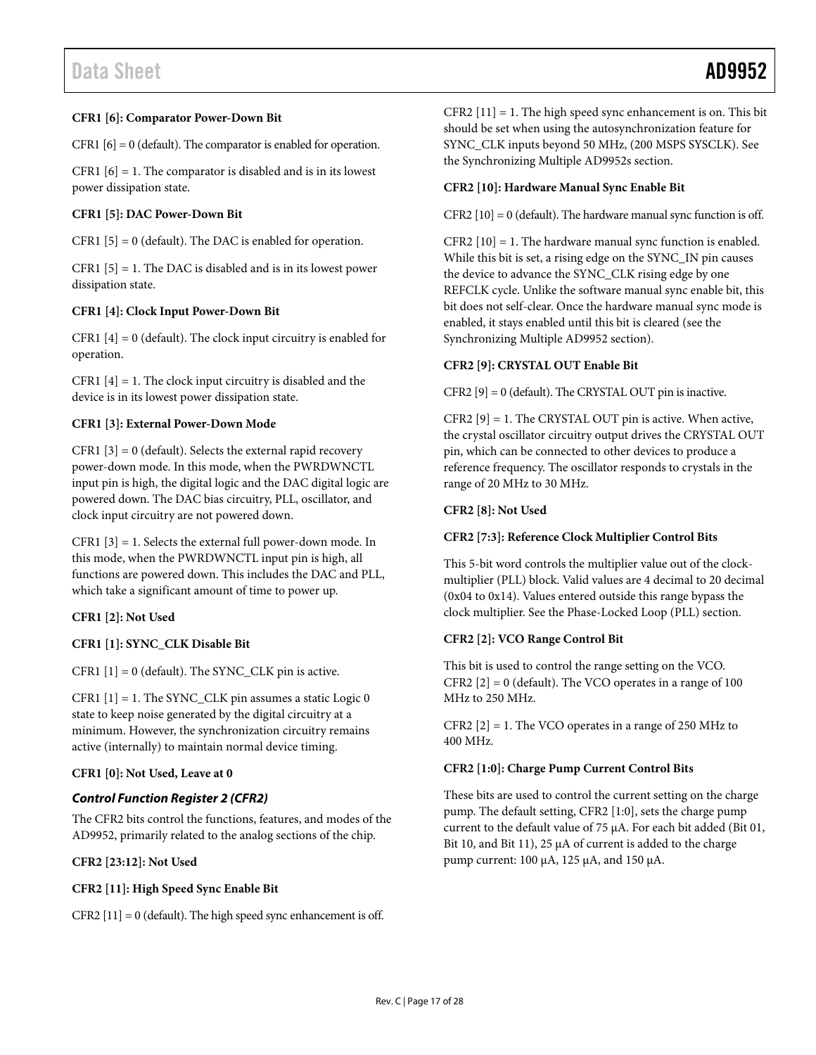**CFR1 [6]: Comparator Power-Down Bit**

CFR1 [6] = 0 (default). The comparator is enabled for operation.

CFR1 [6] = 1. The comparator is disabled and is in its lowest power dissipation state.

**CFR1 [5]: DAC Power-Down Bit**

CFR1 [5] = 0 (default). The DAC is enabled for operation.

CFR1 [5] = 1. The DAC is disabled and is in its lowest power dissipation state.

**CFR1 [4]: Clock Input Power-Down Bit**

CFR1 [4] = 0 (default). The clock input circuitry is enabled for operation.

CFR1 [4] = 1. The clock input circuitry is disabled and the device is in its lowest power dissipation state.

**CFR1 [3]: External Power-Down Mode**

CFR1 [3] = 0 (default). Selects the external rapid recovery power-down mode. In this mode, when the PWRDWNCTL input pin is high, the digital logic and the DAC digital logic are powered down. The DAC bias circuitry, PLL, oscillator, and clock input circuitry are not powered down.

CFR1 [3] = 1. Selects the external full power-down mode. In this mode, when the PWRDWNCTL input pin is high, all functions are powered down. This includes the DAC and PLL, which take a significant amount of time to power up.

**CFR1 [2]: Not Used**

**CFR1 [1]: SYNC_CLK Disable Bit**

CFR1 [1] = 0 (default). The SYNC_CLK pin is active.

CFR1 [1] = 1. The SYNC_CLK pin assumes a static Logic 0 state to keep noise generated by the digital circuitry at a minimum. However, the synchronization circuitry remains active (internally) to maintain normal device timing.

**CFR1 [0]: Not Used, Leave at 0**

### *Control Function Register 2 (CFR2)*

The CFR2 bits control the functions, features, and modes of the AD9952, primarily related to the analog sections of the chip.

**CFR2 [23:12]: Not Used**

**CFR2 [11]: High Speed Sync Enable Bit**

CFR2 [11] = 0 (default). The high speed sync enhancement is off.

CFR2 [11] = 1. The high speed sync enhancement is on. This bit should be set when using the autosynchronization feature for SYNC_CLK inputs beyond 50 MHz, (200 MSPS SYSCLK). See the Synchronizing Multiple AD9952s section.

**CFR2 [10]: Hardware Manual Sync Enable Bit**

CFR2 [10] = 0 (default). The hardware manual sync function is off.

CFR2 [10] = 1. The hardware manual sync function is enabled. While this bit is set, a rising edge on the SYNC_IN pin causes the device to advance the SYNC_CLK rising edge by one REFCLK cycle. Unlike the software manual sync enable bit, this bit does not self-clear. Once the hardware manual sync mode is enabled, it stays enabled until this bit is cleared (see the Synchronizing Multiple AD9952 section).

**CFR2 [9]: CRYSTAL OUT Enable Bit**

CFR2 [9] = 0 (default). The CRYSTAL OUT pin is inactive.

CFR2 [9] = 1. The CRYSTAL OUT pin is active. When active, the crystal oscillator circuitry output drives the CRYSTAL OUT pin, which can be connected to other devices to produce a reference frequency. The oscillator responds to crystals in the range of 20 MHz to 30 MHz.

**CFR2 [8]: Not Used**

**CFR2 [7:3]: Reference Clock Multiplier Control Bits**

This 5-bit word controls the multiplier value out of the clock-multiplier (PLL) block. Valid values are 4 decimal to 20 decimal (0x04 to 0x14). Values entered outside this range bypass the clock multiplier. See the Phase-Locked Loop (PLL) section.

**CFR2 [2]: VCO Range Control Bit**

This bit is used to control the range setting on the VCO. CFR2 [2] = 0 (default). The VCO operates in a range of 100 MHz to 250 MHz.

CFR2 [2] = 1. The VCO operates in a range of 250 MHz to 400 MHz.

**CFR2 [1:0]: Charge Pump Current Control Bits**

These bits are used to control the current setting on the charge pump. The default setting, CFR2 [1:0], sets the charge pump current to the default value of 75 μA. For each bit added (Bit 01, Bit 10, and Bit 11), 25 μA of current is added to the charge pump current: 100 μA, 125 μA, and 150 μA.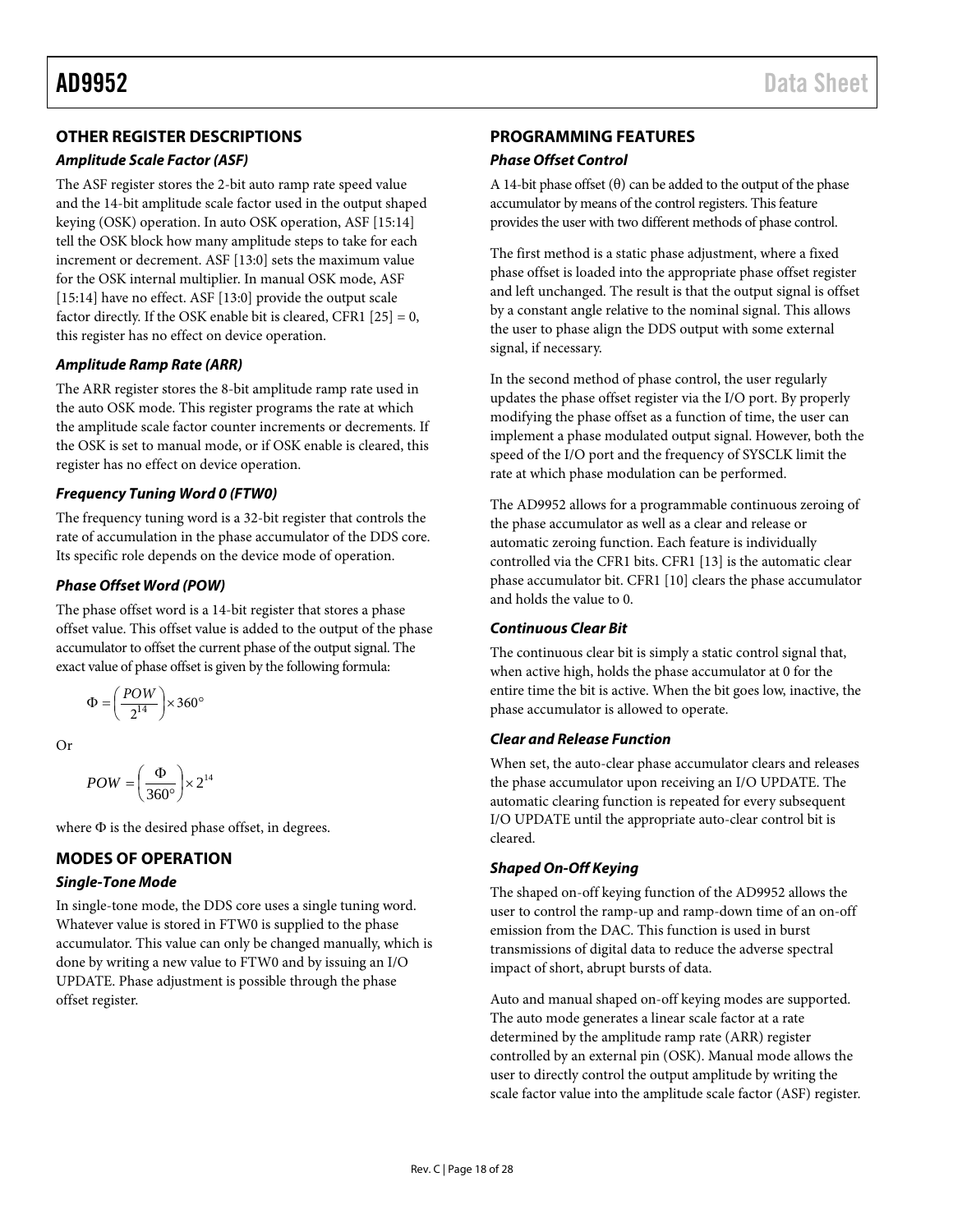## OTHER REGISTER DESCRIPTIONS

### *Amplitude Scale Factor (ASF)*

The ASF register stores the 2-bit auto ramp rate speed value and the 14-bit amplitude scale factor used in the output shaped keying (OSK) operation. In auto OSK operation, ASF [15:14] tell the OSK block how many amplitude steps to take for each increment or decrement. ASF [13:0] sets the maximum value for the OSK internal multiplier. In manual OSK mode, ASF [15:14] have no effect. ASF [13:0] provide the output scale factor directly. If the OSK enable bit is cleared, CFR1 [25] = 0, this register has no effect on device operation.

### *Amplitude Ramp Rate (ARR)*

The ARR register stores the 8-bit amplitude ramp rate used in the auto OSK mode. This register programs the rate at which the amplitude scale factor counter increments or decrements. If the OSK is set to manual mode, or if OSK enable is cleared, this register has no effect on device operation.

### *Frequency Tuning Word 0 (FTW0)*

The frequency tuning word is a 32-bit register that controls the rate of accumulation in the phase accumulator of the DDS core. Its specific role depends on the device mode of operation.

### *Phase Offset Word (POW)*

The phase offset word is a 14-bit register that stores a phase offset value. This offset value is added to the output of the phase accumulator to offset the current phase of the output signal. The exact value of phase offset is given by the following formula:

$$\Phi = \left(\frac{POW}{2^{14}}\right) \times 360°$$

Or

$$POW = \left(\frac{\Phi}{360°}\right) \times 2^{14}$$

where Φ is the desired phase offset, in degrees.

## MODES OF OPERATION

### *Single-Tone Mode*

In single-tone mode, the DDS core uses a single tuning word. Whatever value is stored in FTW0 is supplied to the phase accumulator. This value can only be changed manually, which is done by writing a new value to FTW0 and by issuing an I/O UPDATE. Phase adjustment is possible through the phase offset register.

## PROGRAMMING FEATURES

### *Phase Offset Control*

A 14-bit phase offset (θ) can be added to the output of the phase accumulator by means of the control registers. This feature provides the user with two different methods of phase control.

The first method is a static phase adjustment, where a fixed phase offset is loaded into the appropriate phase offset register and left unchanged. The result is that the output signal is offset by a constant angle relative to the nominal signal. This allows the user to phase align the DDS output with some external signal, if necessary.

In the second method of phase control, the user regularly updates the phase offset register via the I/O port. By properly modifying the phase offset as a function of time, the user can implement a phase modulated output signal. However, both the speed of the I/O port and the frequency of SYSCLK limit the rate at which phase modulation can be performed.

The AD9952 allows for a programmable continuous zeroing of the phase accumulator as well as a clear and release or automatic zeroing function. Each feature is individually controlled via the CFR1 bits. CFR1 [13] is the automatic clear phase accumulator bit. CFR1 [10] clears the phase accumulator and holds the value to 0.

### *Continuous Clear Bit*

The continuous clear bit is simply a static control signal that, when active high, holds the phase accumulator at 0 for the entire time the bit is active. When the bit goes low, inactive, the phase accumulator is allowed to operate.

### *Clear and Release Function*

When set, the auto-clear phase accumulator clears and releases the phase accumulator upon receiving an I/O UPDATE. The automatic clearing function is repeated for every subsequent I/O UPDATE until the appropriate auto-clear control bit is cleared.

### *Shaped On-Off Keying*

The shaped on-off keying function of the AD9952 allows the user to control the ramp-up and ramp-down time of an on-off emission from the DAC. This function is used in burst transmissions of digital data to reduce the adverse spectral impact of short, abrupt bursts of data.

Auto and manual shaped on-off keying modes are supported. The auto mode generates a linear scale factor at a rate determined by the amplitude ramp rate (ARR) register controlled by an external pin (OSK). Manual mode allows the user to directly control the output amplitude by writing the scale factor value into the amplitude scale factor (ASF) register.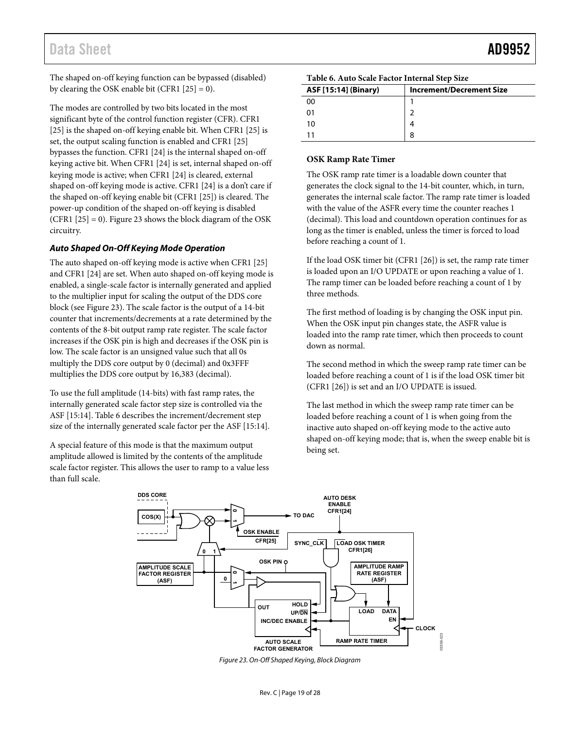The shaped on-off keying function can be bypassed (disabled) by clearing the OSK enable bit (CFR1 [25] = 0).

The modes are controlled by two bits located in the most significant byte of the control function register (CFR). CFR1 [25] is the shaped on-off keying enable bit. When CFR1 [25] is set, the output scaling function is enabled and CFR1 [25] bypasses the function. CFR1 [24] is the internal shaped on-off keying active bit. When CFR1 [24] is set, internal shaped on-off keying mode is active; when CFR1 [24] is cleared, external shaped on-off keying mode is active. CFR1 [24] is a don't care if the shaped on-off keying enable bit (CFR1 [25]) is cleared. The power-up condition of the shaped on-off keying is disabled (CFR1 [25] = 0). Figure 23 shows the block diagram of the OSK circuitry.

### *Auto Shaped On-Off Keying Mode Operation*

The auto shaped on-off keying mode is active when CFR1 [25] and CFR1 [24] are set. When auto shaped on-off keying mode is enabled, a single-scale factor is internally generated and applied to the multiplier input for scaling the output of the DDS core block (see Figure 23). The scale factor is the output of a 14-bit counter that increments/decrements at a rate determined by the contents of the 8-bit output ramp rate register. The scale factor increases if the OSK pin is high and decreases if the OSK pin is low. The scale factor is an unsigned value such that all 0s multiply the DDS core output by 0 (decimal) and 0x3FFF multiplies the DDS core output by 16,383 (decimal).

To use the full amplitude (14-bits) with fast ramp rates, the internally generated scale factor step size is controlled via the ASF [15:14]. Table 6 describes the increment/decrement step size of the internally generated scale factor per the ASF [15:14].

A special feature of this mode is that the maximum output amplitude allowed is limited by the contents of the amplitude scale factor register. This allows the user to ramp to a value less than full scale.

**Table 6. Auto Scale Factor Internal Step Size**

| ASF [15:14] (Binary) | Increment/Decrement Size |
|---|---|
| 00 | 1 |
| 01 | 2 |
| 10 | 4 |
| 11 | 8 |

### OSK Ramp Rate Timer

The OSK ramp rate timer is a loadable down counter that generates the clock signal to the 14-bit counter, which, in turn, generates the internal scale factor. The ramp rate timer is loaded with the value of the ASFR every time the counter reaches 1 (decimal). This load and countdown operation continues for as long as the timer is enabled, unless the timer is forced to load before reaching a count of 1.

If the load OSK timer bit (CFR1 [26]) is set, the ramp rate timer is loaded upon an I/O UPDATE or upon reaching a value of 1. The ramp timer can be loaded before reaching a count of 1 by three methods.

The first method of loading is by changing the OSK input pin. When the OSK input pin changes state, the ASFR value is loaded into the ramp rate timer, which then proceeds to count down as normal.

The second method in which the sweep ramp rate timer can be loaded before reaching a count of 1 is if the load OSK timer bit (CFR1 [26]) is set and an I/O UPDATE is issued.

The last method in which the sweep ramp rate timer can be loaded before reaching a count of 1 is when going from the inactive auto shaped on-off keying mode to the active auto shaped on-off keying mode; that is, when the sweep enable bit is being set.

*Figure 23. On-Off Shaped Keying, Block Diagram*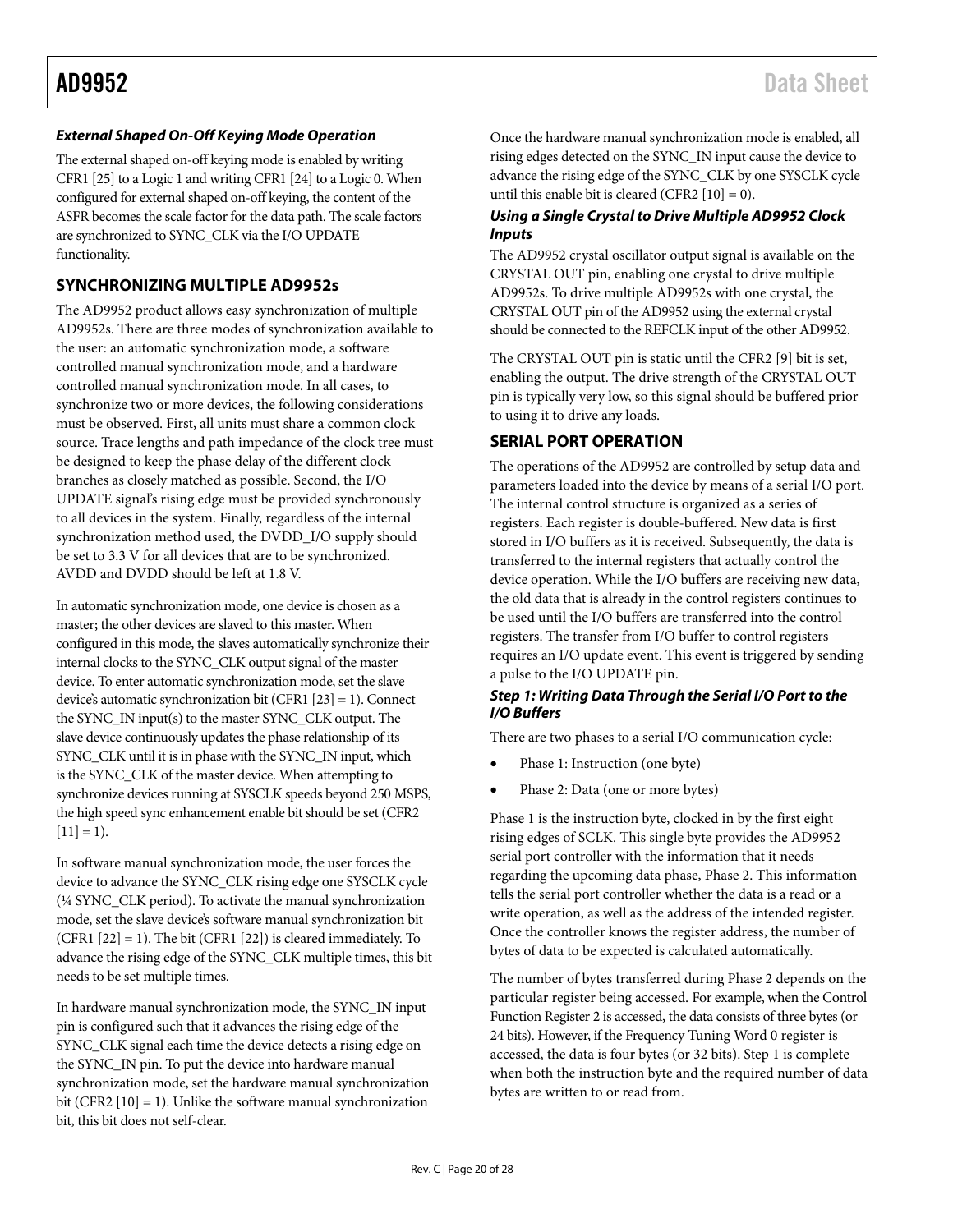### External Shaped On-Off Keying Mode Operation

The external shaped on-off keying mode is enabled by writing CFR1 [25] to a Logic 1 and writing CFR1 [24] to a Logic 0. When configured for external shaped on-off keying, the content of the ASFR becomes the scale factor for the data path. The scale factors are synchronized to SYNC_CLK via the I/O UPDATE functionality.

## SYNCHRONIZING MULTIPLE AD9952s

The AD9952 product allows easy synchronization of multiple AD9952s. There are three modes of synchronization available to the user: an automatic synchronization mode, a software controlled manual synchronization mode, and a hardware controlled manual synchronization mode. In all cases, to synchronize two or more devices, the following considerations must be observed. First, all units must share a common clock source. Trace lengths and path impedance of the clock tree must be designed to keep the phase delay of the different clock branches as closely matched as possible. Second, the I/O UPDATE signal's rising edge must be provided synchronously to all devices in the system. Finally, regardless of the internal synchronization method used, the DVDD_I/O supply should be set to 3.3 V for all devices that are to be synchronized. AVDD and DVDD should be left at 1.8 V.

In automatic synchronization mode, one device is chosen as a master; the other devices are slaved to this master. When configured in this mode, the slaves automatically synchronize their internal clocks to the SYNC_CLK output signal of the master device. To enter automatic synchronization mode, set the slave device's automatic synchronization bit (CFR1 [23] = 1). Connect the SYNC_IN input(s) to the master SYNC_CLK output. The slave device continuously updates the phase relationship of its SYNC_CLK until it is in phase with the SYNC_IN input, which is the SYNC_CLK of the master device. When attempting to synchronize devices running at SYSCLK speeds beyond 250 MSPS, the high speed sync enhancement enable bit should be set (CFR2 [11] = 1).

In software manual synchronization mode, the user forces the device to advance the SYNC_CLK rising edge one SYSCLK cycle (¼ SYNC_CLK period). To activate the manual synchronization mode, set the slave device's software manual synchronization bit (CFR1 [22] = 1). The bit (CFR1 [22]) is cleared immediately. To advance the rising edge of the SYNC_CLK multiple times, this bit needs to be set multiple times.

In hardware manual synchronization mode, the SYNC_IN input pin is configured such that it advances the rising edge of the SYNC_CLK signal each time the device detects a rising edge on the SYNC_IN pin. To put the device into hardware manual synchronization mode, set the hardware manual synchronization bit (CFR2 [10] = 1). Unlike the software manual synchronization bit, this bit does not self-clear.

Once the hardware manual synchronization mode is enabled, all rising edges detected on the SYNC_IN input cause the device to advance the rising edge of the SYNC_CLK by one SYSCLK cycle until this enable bit is cleared (CFR2 [10] = 0).

### Using a Single Crystal to Drive Multiple AD9952 Clock Inputs

The AD9952 crystal oscillator output signal is available on the CRYSTAL OUT pin, enabling one crystal to drive multiple AD9952s. To drive multiple AD9952s with one crystal, the CRYSTAL OUT pin of the AD9952 using the external crystal should be connected to the REFCLK input of the other AD9952.

The CRYSTAL OUT pin is static until the CFR2 [9] bit is set, enabling the output. The drive strength of the CRYSTAL OUT pin is typically very low, so this signal should be buffered prior to using it to drive any loads.

## SERIAL PORT OPERATION

The operations of the AD9952 are controlled by setup data and parameters loaded into the device by means of a serial I/O port. The internal control structure is organized as a series of registers. Each register is double-buffered. New data is first stored in I/O buffers as it is received. Subsequently, the data is transferred to the internal registers that actually control the device operation. While the I/O buffers are receiving new data, the old data that is already in the control registers continues to be used until the I/O buffers are transferred into the control registers. The transfer from I/O buffer to control registers requires an I/O update event. This event is triggered by sending a pulse to the I/O UPDATE pin.

### Step 1: Writing Data Through the Serial I/O Port to the I/O Buffers

There are two phases to a serial I/O communication cycle:

- Phase 1: Instruction (one byte)
- Phase 2: Data (one or more bytes)

Phase 1 is the instruction byte, clocked in by the first eight rising edges of SCLK. This single byte provides the AD9952 serial port controller with the information that it needs regarding the upcoming data phase, Phase 2. This information tells the serial port controller whether the data is a read or a write operation, as well as the address of the intended register. Once the controller knows the register address, the number of bytes of data to be expected is calculated automatically.

The number of bytes transferred during Phase 2 depends on the particular register being accessed. For example, when the Control Function Register 2 is accessed, the data consists of three bytes (or 24 bits). However, if the Frequency Tuning Word 0 register is accessed, the data is four bytes (or 32 bits). Step 1 is complete when both the instruction byte and the required number of data bytes are written to or read from.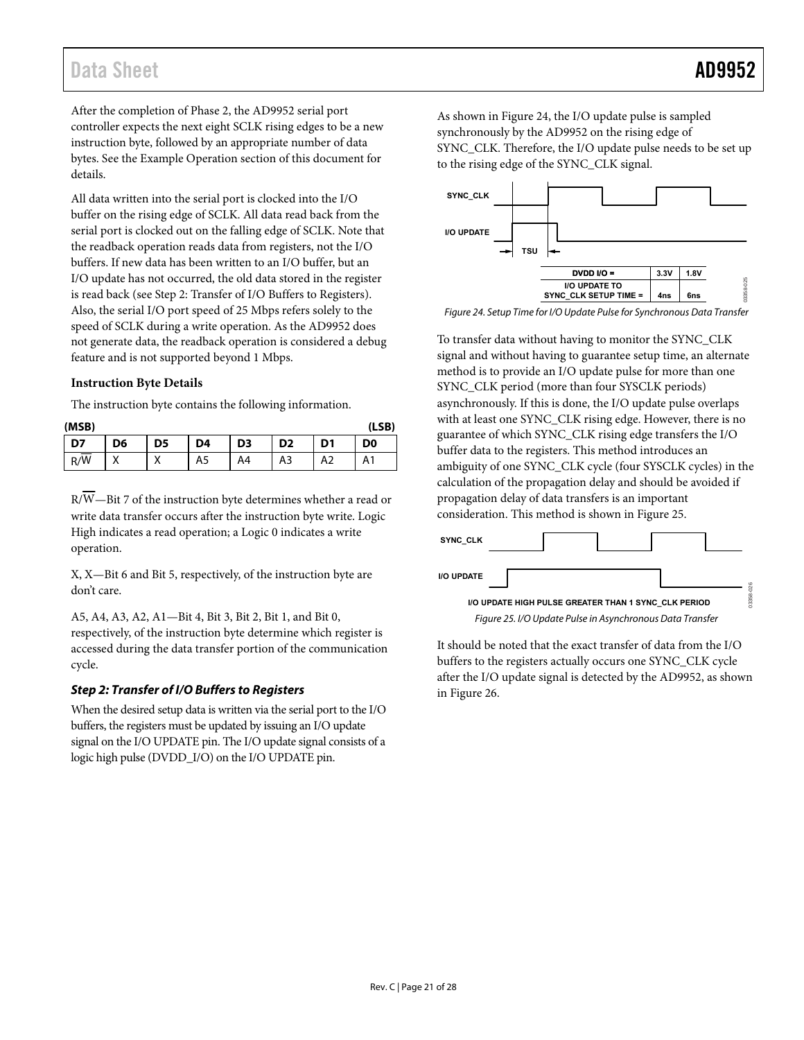After the completion of Phase 2, the AD9952 serial port controller expects the next eight SCLK rising edges to be a new instruction byte, followed by an appropriate number of data bytes. See the Example Operation section of this document for details.

All data written into the serial port is clocked into the I/O buffer on the rising edge of SCLK. All data read back from the serial port is clocked out on the falling edge of SCLK. Note that the readback operation reads data from registers, not the I/O buffers. If new data has been written to an I/O buffer, but an I/O update has not occurred, the old data stored in the register is read back (see Step 2: Transfer of I/O Buffers to Registers). Also, the serial I/O port speed of 25 Mbps refers solely to the speed of SCLK during a write operation. As the AD9952 does not generate data, the readback operation is considered a debug feature and is not supported beyond 1 Mbps.

### Instruction Byte Details

The instruction byte contains the following information.

| D7 (MSB) | D6 | D5 | D4 | D3 | D2 | D1 | D0 (LSB) |
|---|---|---|---|---|---|---|---|
| R/$\overline{W}$ | X | X | A5 | A4 | A3 | A2 | A1 |

R/$\overline{W}$—Bit 7 of the instruction byte determines whether a read or write data transfer occurs after the instruction byte write. Logic High indicates a read operation; a Logic 0 indicates a write operation.

X, X—Bit 6 and Bit 5, respectively, of the instruction byte are don't care.

A5, A4, A3, A2, A1—Bit 4, Bit 3, Bit 2, Bit 1, and Bit 0, respectively, of the instruction byte determine which register is accessed during the data transfer portion of the communication cycle.

### *Step 2: Transfer of I/O Buffers to Registers*

When the desired setup data is written via the serial port to the I/O buffers, the registers must be updated by issuing an I/O update signal on the I/O UPDATE pin. The I/O update signal consists of a logic high pulse (DVDD_I/O) on the I/O UPDATE pin.

As shown in Figure 24, the I/O update pulse is sampled synchronously by the AD9952 on the rising edge of SYNC_CLK. Therefore, the I/O update pulse needs to be set up to the rising edge of the SYNC_CLK signal.

| DVDD I/O = | 3.3V | 1.8V |
|---|---|---|
| I/O UPDATE TO SYNC_CLK SETUP TIME = | 4ns | 6ns |

*Figure 24. Setup Time for I/O Update Pulse for Synchronous Data Transfer*

To transfer data without having to monitor the SYNC_CLK signal and without having to guarantee setup time, an alternate method is to provide an I/O update pulse for more than one SYNC_CLK period (more than four SYSCLK periods) asynchronously. If this is done, the I/O update pulse overlaps with at least one SYNC_CLK rising edge. However, there is no guarantee of which SYNC_CLK rising edge transfers the I/O buffer data to the registers. This method introduces an ambiguity of one SYNC_CLK cycle (four SYSCLK cycles) in the calculation of the propagation delay and should be avoided if propagation delay of data transfers is an important consideration. This method is shown in Figure 25.

I/O UPDATE HIGH PULSE GREATER THAN 1 SYNC_CLK PERIOD

*Figure 25. I/O Update Pulse in Asynchronous Data Transfer*

It should be noted that the exact transfer of data from the I/O buffers to the registers actually occurs one SYNC_CLK cycle after the I/O update signal is detected by the AD9952, as shown in Figure 26.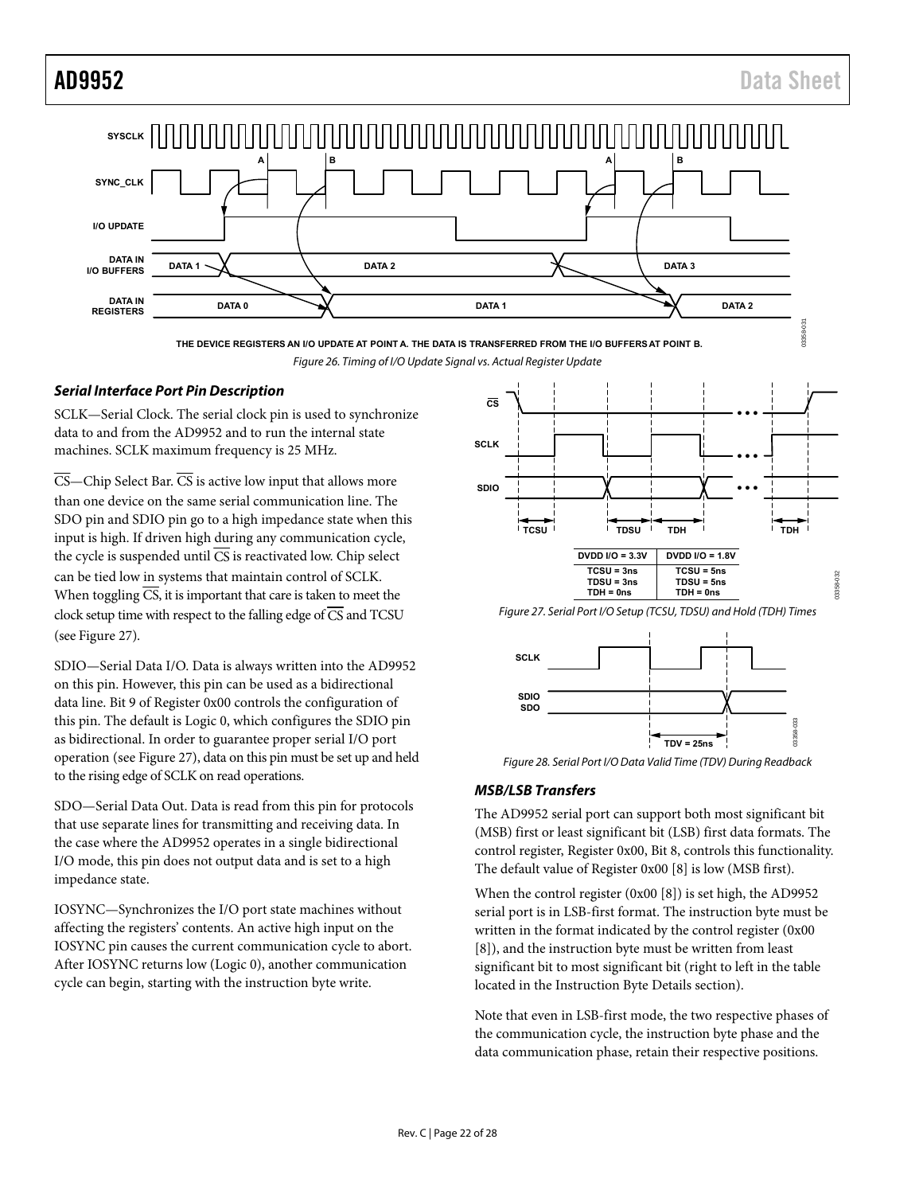THE DEVICE REGISTERS AN I/O UPDATE AT POINT A. THE DATA IS TRANSFERRED FROM THE I/O BUFFERS AT POINT B.

*Figure 26. Timing of I/O Update Signal vs. Actual Register Update*

### *Serial Interface Port Pin Description*

SCLK—Serial Clock. The serial clock pin is used to synchronize data to and from the AD9952 and to run the internal state machines. SCLK maximum frequency is 25 MHz.

$\overline{CS}$—Chip Select Bar. $\overline{CS}$ is active low input that allows more than one device on the same serial communication line. The SDO pin and SDIO pin go to a high impedance state when this input is high. If driven high during any communication cycle, the cycle is suspended until $\overline{CS}$ is reactivated low. Chip select can be tied low in systems that maintain control of SCLK. When toggling $\overline{CS}$, it is important that care is taken to meet the clock setup time with respect to the falling edge of $\overline{CS}$ and TCSU (see Figure 27).

SDIO—Serial Data I/O. Data is always written into the AD9952 on this pin. However, this pin can be used as a bidirectional data line. Bit 9 of Register 0x00 controls the configuration of this pin. The default is Logic 0, which configures the SDIO pin as bidirectional. In order to guarantee proper serial I/O port operation (see Figure 27), data on this pin must be set up and held to the rising edge of SCLK on read operations.

SDO—Serial Data Out. Data is read from this pin for protocols that use separate lines for transmitting and receiving data. In the case where the AD9952 operates in a single bidirectional I/O mode, this pin does not output data and is set to a high impedance state.

IOSYNC—Synchronizes the I/O port state machines without affecting the registers' contents. An active high input on the IOSYNC pin causes the current communication cycle to abort. After IOSYNC returns low (Logic 0), another communication cycle can begin, starting with the instruction byte write.

| DVDD I/O = 3.3V | DVDD I/O = 1.8V |
|---|---|
| TCSU = 3ns<br>TDSU = 3ns<br>TDH = 0ns | TCSU = 5ns<br>TDSU = 5ns<br>TDH = 0ns |

*Figure 27. Serial Port I/O Setup (TCSU, TDSU) and Hold (TDH) Times*

*Figure 28. Serial Port I/O Data Valid Time (TDV) During Readback*

### *MSB/LSB Transfers*

The AD9952 serial port can support both most significant bit (MSB) first or least significant bit (LSB) first data formats. The control register, Register 0x00, Bit 8, controls this functionality. The default value of Register 0x00 [8] is low (MSB first).

When the control register (0x00 [8]) is set high, the AD9952 serial port is in LSB-first format. The instruction byte must be written in the format indicated by the control register (0x00 [8]), and the instruction byte must be written from least significant bit to most significant bit (right to left in the table located in the Instruction Byte Details section).

Note that even in LSB-first mode, the two respective phases of the communication cycle, the instruction byte phase and the data communication phase, retain their respective positions.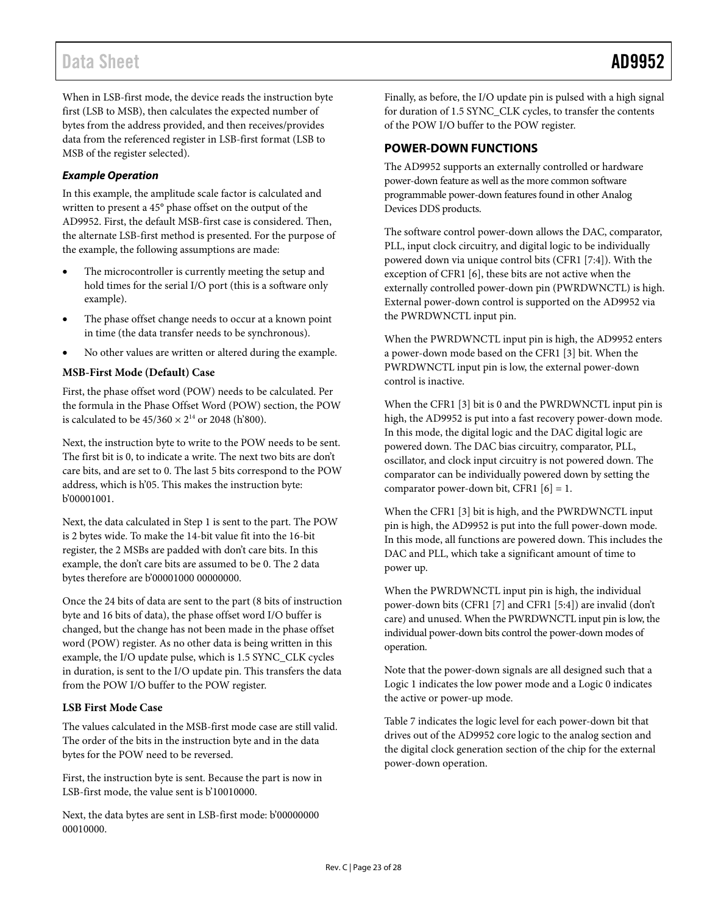When in LSB-first mode, the device reads the instruction byte first (LSB to MSB), then calculates the expected number of bytes from the address provided, and then receives/provides data from the referenced register in LSB-first format (LSB to MSB of the register selected).

### *Example Operation*

In this example, the amplitude scale factor is calculated and written to present a 45° phase offset on the output of the AD9952. First, the default MSB-first case is considered. Then, the alternate LSB-first method is presented. For the purpose of the example, the following assumptions are made:

- The microcontroller is currently meeting the setup and hold times for the serial I/O port (this is a software only example).
- The phase offset change needs to occur at a known point in time (the data transfer needs to be synchronous).
- No other values are written or altered during the example.

**MSB-First Mode (Default) Case**

First, the phase offset word (POW) needs to be calculated. Per the formula in the Phase Offset Word (POW) section, the POW is calculated to be $45/360 \times 2^{14}$ or 2048 (h'800).

Next, the instruction byte to write to the POW needs to be sent. The first bit is 0, to indicate a write. The next two bits are don't care bits, and are set to 0. The last 5 bits correspond to the POW address, which is h'05. This makes the instruction byte: b'00001001.

Next, the data calculated in Step 1 is sent to the part. The POW is 2 bytes wide. To make the 14-bit value fit into the 16-bit register, the 2 MSBs are padded with don't care bits. In this example, the don't care bits are assumed to be 0. The 2 data bytes therefore are b'00001000 00000000.

Once the 24 bits of data are sent to the part (8 bits of instruction byte and 16 bits of data), the phase offset word I/O buffer is changed, but the change has not been made in the phase offset word (POW) register. As no other data is being written in this example, the I/O update pulse, which is 1.5 SYNC_CLK cycles in duration, is sent to the I/O update pin. This transfers the data from the POW I/O buffer to the POW register.

**LSB First Mode Case**

The values calculated in the MSB-first mode case are still valid. The order of the bits in the instruction byte and in the data bytes for the POW need to be reversed.

First, the instruction byte is sent. Because the part is now in LSB-first mode, the value sent is b'10010000.

Next, the data bytes are sent in LSB-first mode: b'00000000 00010000.

Finally, as before, the I/O update pin is pulsed with a high signal for duration of 1.5 SYNC_CLK cycles, to transfer the contents of the POW I/O buffer to the POW register.

## POWER-DOWN FUNCTIONS

The AD9952 supports an externally controlled or hardware power-down feature as well as the more common software programmable power-down features found in other Analog Devices DDS products.

The software control power-down allows the DAC, comparator, PLL, input clock circuitry, and digital logic to be individually powered down via unique control bits (CFR1 [7:4]). With the exception of CFR1 [6], these bits are not active when the externally controlled power-down pin (PWRDWNCTL) is high. External power-down control is supported on the AD9952 via the PWRDWNCTL input pin.

When the PWRDWNCTL input pin is high, the AD9952 enters a power-down mode based on the CFR1 [3] bit. When the PWRDWNCTL input pin is low, the external power-down control is inactive.

When the CFR1 [3] bit is 0 and the PWRDWNCTL input pin is high, the AD9952 is put into a fast recovery power-down mode. In this mode, the digital logic and the DAC digital logic are powered down. The DAC bias circuitry, comparator, PLL, oscillator, and clock input circuitry is not powered down. The comparator can be individually powered down by setting the comparator power-down bit, CFR1 [6] = 1.

When the CFR1 [3] bit is high, and the PWRDWNCTL input pin is high, the AD9952 is put into the full power-down mode. In this mode, all functions are powered down. This includes the DAC and PLL, which take a significant amount of time to power up.

When the PWRDWNCTL input pin is high, the individual power-down bits (CFR1 [7] and CFR1 [5:4]) are invalid (don't care) and unused. When the PWRDWNCTL input pin is low, the individual power-down bits control the power-down modes of operation.

Note that the power-down signals are all designed such that a Logic 1 indicates the low power mode and a Logic 0 indicates the active or power-up mode.

Table 7 indicates the logic level for each power-down bit that drives out of the AD9952 core logic to the analog section and the digital clock generation section of the chip for the external power-down operation.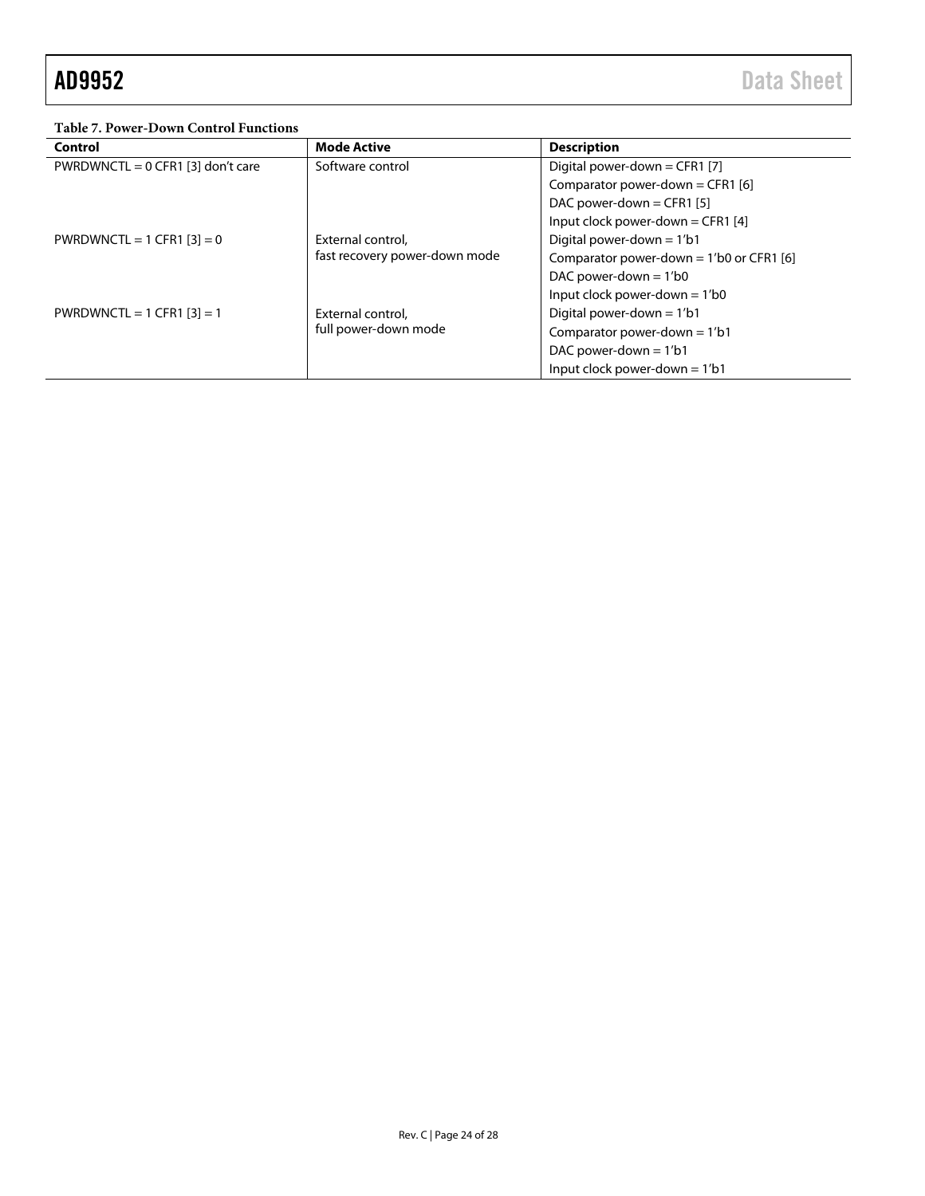**Table 7. Power-Down Control Functions**

| Control | Mode Active | Description |
|---|---|---|
| PWRDWNCTL = 0 CFR1 [3] don't care | Software control | Digital power-down = CFR1 [7] |
| | | Comparator power-down = CFR1 [6] |
| | | DAC power-down = CFR1 [5] |
| | | Input clock power-down = CFR1 [4] |
| PWRDWNCTL = 1 CFR1 [3] = 0 | External control, fast recovery power-down mode | Digital power-down = 1'b1 |
| | | Comparator power-down = 1'b0 or CFR1 [6] |
| | | DAC power-down = 1'b0 |
| | | Input clock power-down = 1'b0 |
| PWRDWNCTL = 1 CFR1 [3] = 1 | External control, full power-down mode | Digital power-down = 1'b1 |
| | | Comparator power-down = 1'b1 |
| | | DAC power-down = 1'b1 |
| | | Input clock power-down = 1'b1 |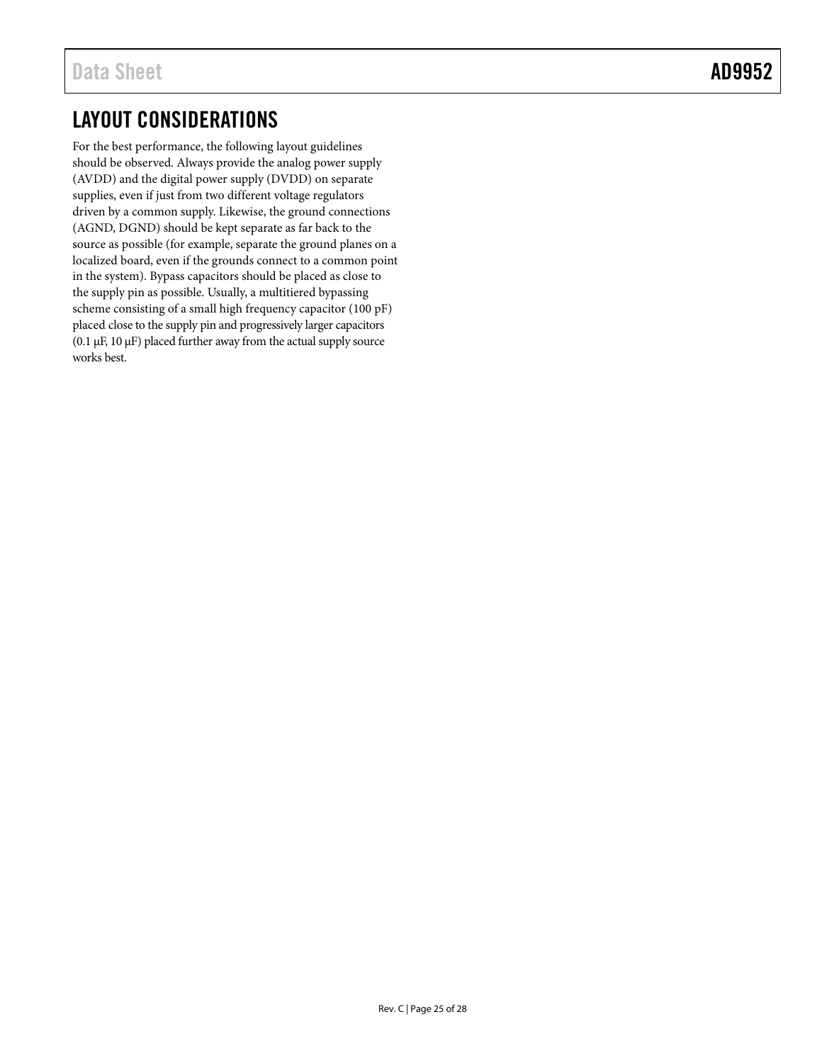## LAYOUT CONSIDERATIONS

For the best performance, the following layout guidelines should be observed. Always provide the analog power supply (AVDD) and the digital power supply (DVDD) on separate supplies, even if just from two different voltage regulators driven by a common supply. Likewise, the ground connections (AGND, DGND) should be kept separate as far back to the source as possible (for example, separate the ground planes on a localized board, even if the grounds connect to a common point in the system). Bypass capacitors should be placed as close to the supply pin as possible. Usually, a multitiered bypassing scheme consisting of a small high frequency capacitor (100 pF) placed close to the supply pin and progressively larger capacitors (0.1 μF, 10 μF) placed further away from the actual supply source works best.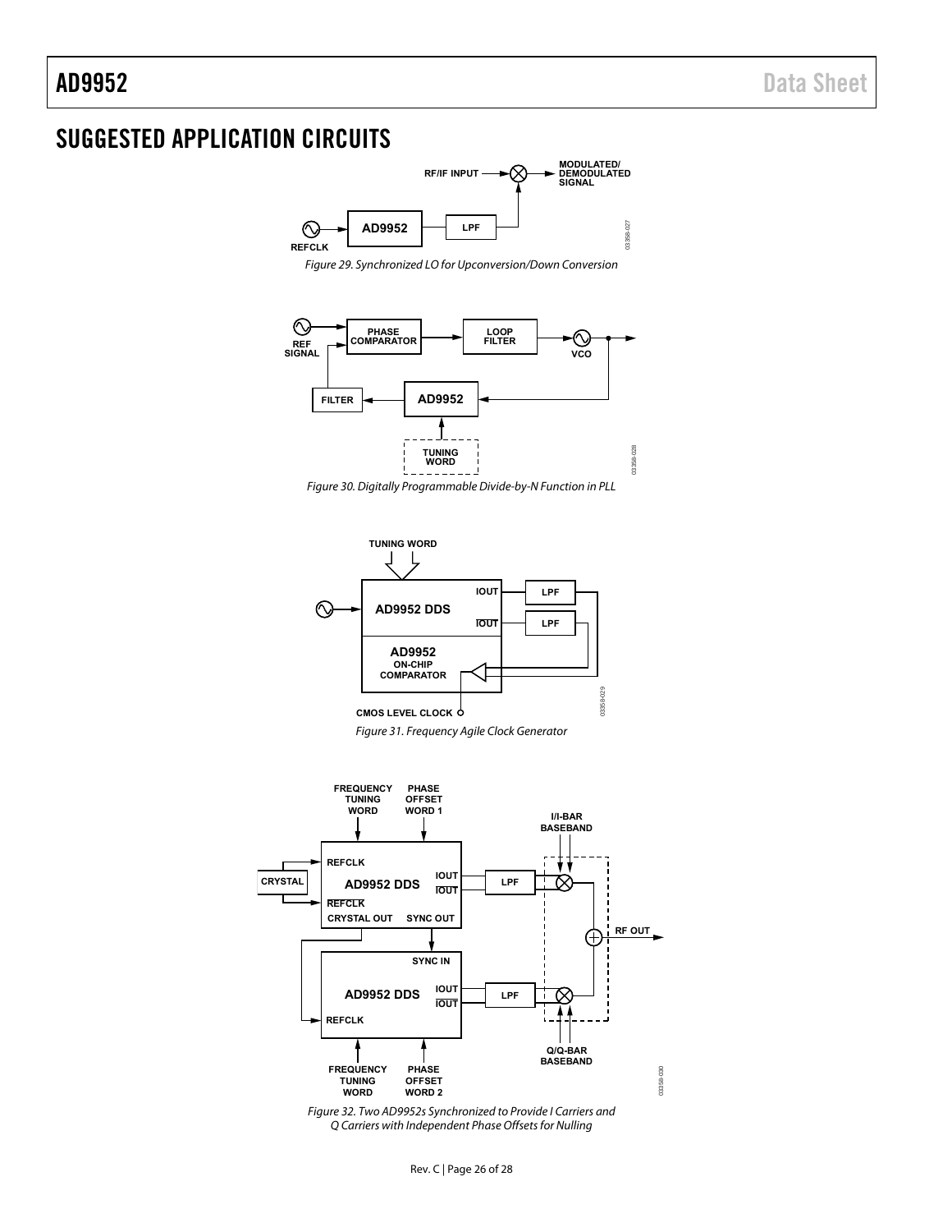## SUGGESTED APPLICATION CIRCUITS

*Figure 29. Synchronized LO for Upconversion/Down Conversion*

*Figure 30. Digitally Programmable Divide-by-N Function in PLL*

*Figure 31. Frequency Agile Clock Generator*

*Figure 32. Two AD9952s Synchronized to Provide I Carriers and Q Carriers with Independent Phase Offsets for Nulling*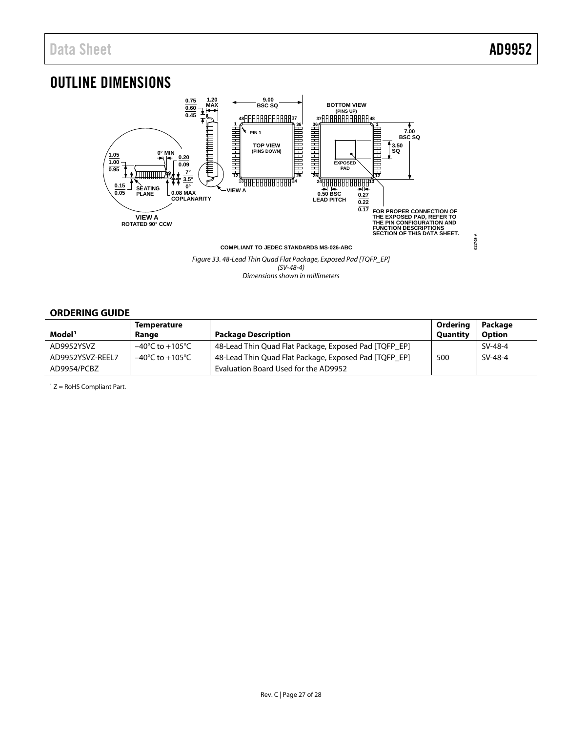# OUTLINE DIMENSIONS

COMPLIANT TO JEDEC STANDARDS MS-026-ABC

*Figure 33. 48-Lead Thin Quad Flat Package, Exposed Pad [TQFP_EP] (SV-48-4) Dimensions shown in millimeters*

## ORDERING GUIDE

| Model[1] | Temperature Range | Package Description | Ordering Quantity | Package Option |
|---|---|---|---|---|
| AD9952YSVZ | –40°C to +105°C | 48-Lead Thin Quad Flat Package, Exposed Pad [TQFP_EP] | | SV-48-4 |
| AD9952YSVZ-REEL7 | –40°C to +105°C | 48-Lead Thin Quad Flat Package, Exposed Pad [TQFP_EP] | 500 | SV-48-4 |
| AD9954/PCBZ | | Evaluation Board Used for the AD9952 | | |

[1] Z = RoHS Compliant Part.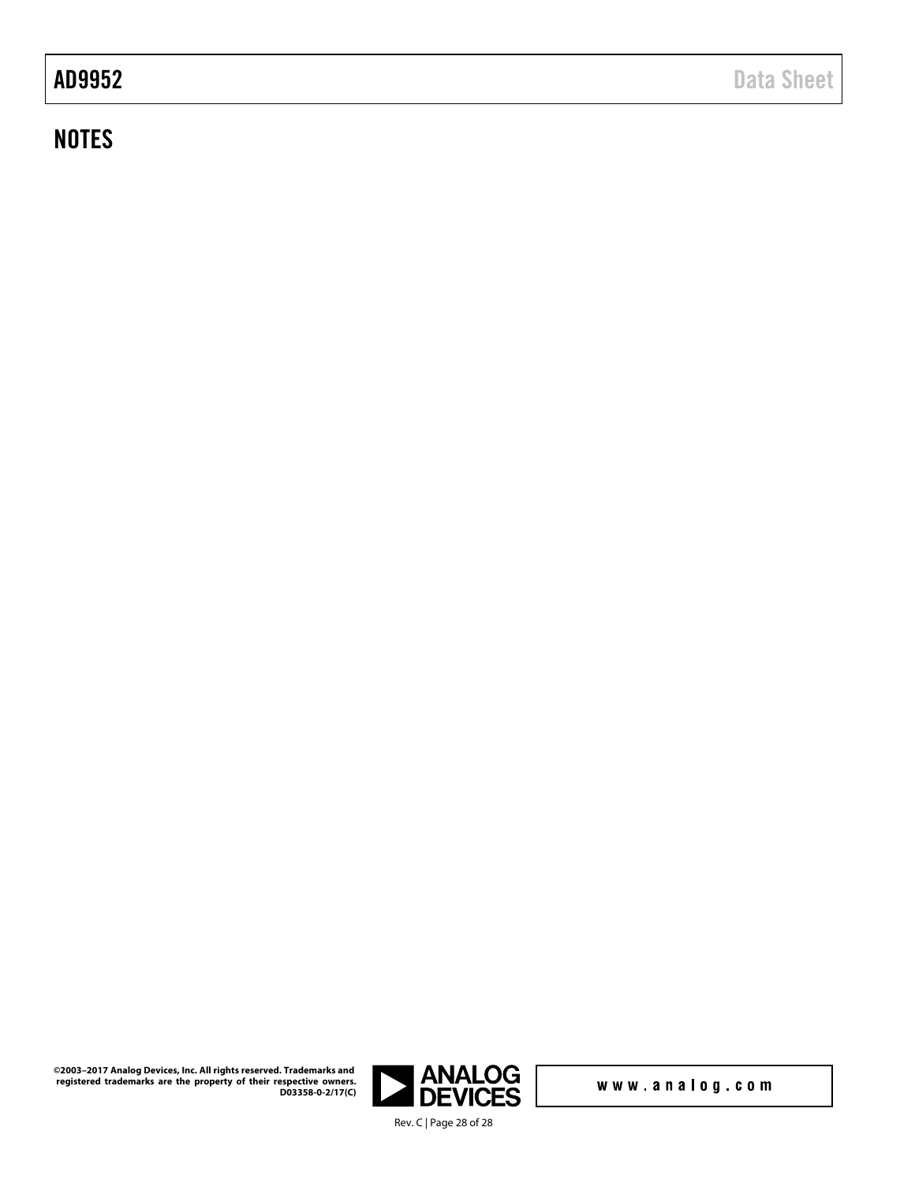## NOTES

©2003–2017 Analog Devices, Inc. All rights reserved. Trademarks and registered trademarks are the property of their respective owners.
D03358-0-2/17(C)

www.analog.com